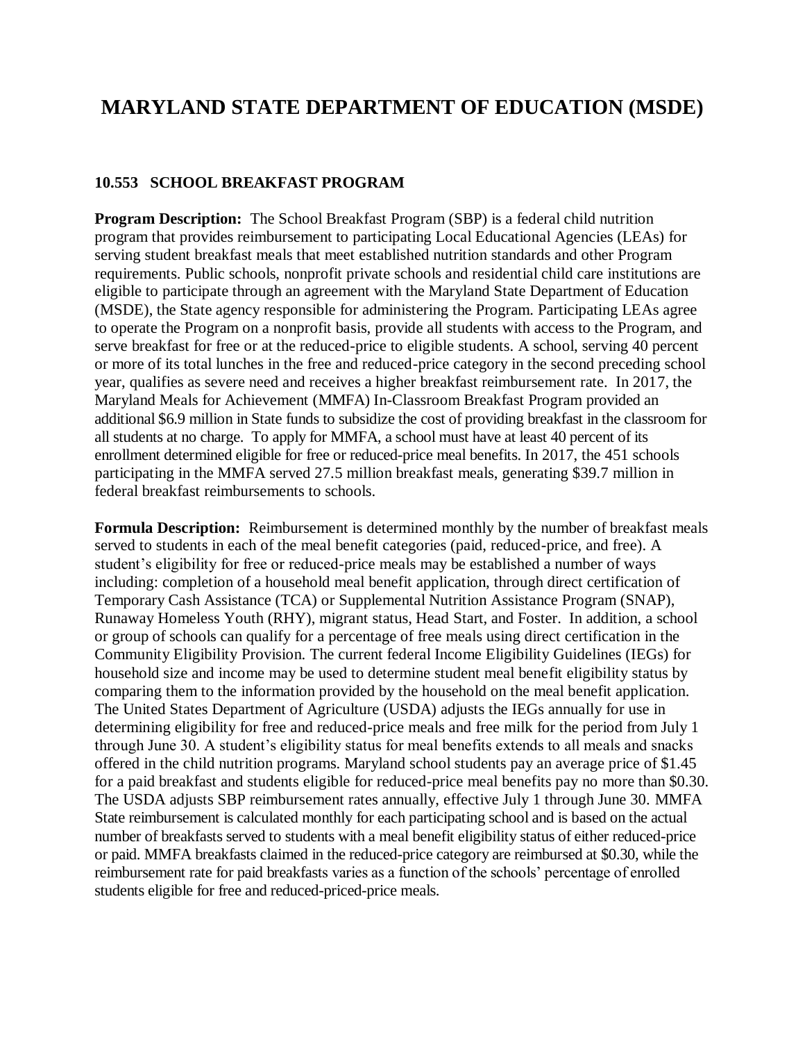# MARYLAND STATE DEPARTMENT OF EDUCATION (MSDE)

### 10.553 SCHOOL BREAKFAST PROGRAM

**Program Description:** The School Breakfast Program (SBP) is a federal child nutrition program that provides reimbursement to participating Local Educational Agencies (LEAs) for serving student breakfast meals that meet established nutrition standards and other Program requirements. Public schools, nonprofit private schools and residential child care institutions are eligible to participate through an agreement with the Maryland State Department of Education (MSDE), the State agency responsible for administering the Program. Participating LEAs agree to operate the Program on a nonprofit basis, provide all students with access to the Program, and serve breakfast for free or at the reduced-price to eligible students. A school, serving 40 percent or more of its total lunches in the free and reduced-price category in the second preceding school year, qualifies as severe need and receives a higher breakfast reimbursement rate. In 2017, the Maryland Meals for Achievement (MMFA) In-Classroom Breakfast Program provided an additional $6.9 million in State funds to subsidize the cost of providing breakfast in the classroom for all students at no charge. To apply for MMFA, a school must have at least 40 percent of its enrollment determined eligible for free or reduced-price meal benefits. In 2017, the 451 schools participating in the MMFA served 27.5 million breakfast meals, generating $39.7 million in federal breakfast reimbursements to schools.

**Formula Description:** Reimbursement is determined monthly by the number of breakfast meals served to students in each of the meal benefit categories (paid, reduced-price, and free). A student's eligibility for free or reduced-price meals may be established a number of ways including: completion of a household meal benefit application, through direct certification of Temporary Cash Assistance (TCA) or Supplemental Nutrition Assistance Program (SNAP), Runaway Homeless Youth (RHY), migrant status, Head Start, and Foster. In addition, a school or group of schools can qualify for a percentage of free meals using direct certification in the Community Eligibility Provision. The current federal Income Eligibility Guidelines (IEGs) for household size and income may be used to determine student meal benefit eligibility status by comparing them to the information provided by the household on the meal benefit application. The United States Department of Agriculture (USDA) adjusts the IEGs annually for use in determining eligibility for free and reduced-price meals and free milk for the period from July 1 through June 30. A student's eligibility status for meal benefits extends to all meals and snacks offered in the child nutrition programs. Maryland school students pay an average price of $1.45 for a paid breakfast and students eligible for reduced-price meal benefits pay no more than $0.30. The USDA adjusts SBP reimbursement rates annually, effective July 1 through June 30. MMFA State reimbursement is calculated monthly for each participating school and is based on the actual number of breakfasts served to students with a meal benefit eligibility status of either reduced-price or paid. MMFA breakfasts claimed in the reduced-price category are reimbursed at $0.30, while the reimbursement rate for paid breakfasts varies as a function of the schools' percentage of enrolled students eligible for free and reduced-priced-price meals.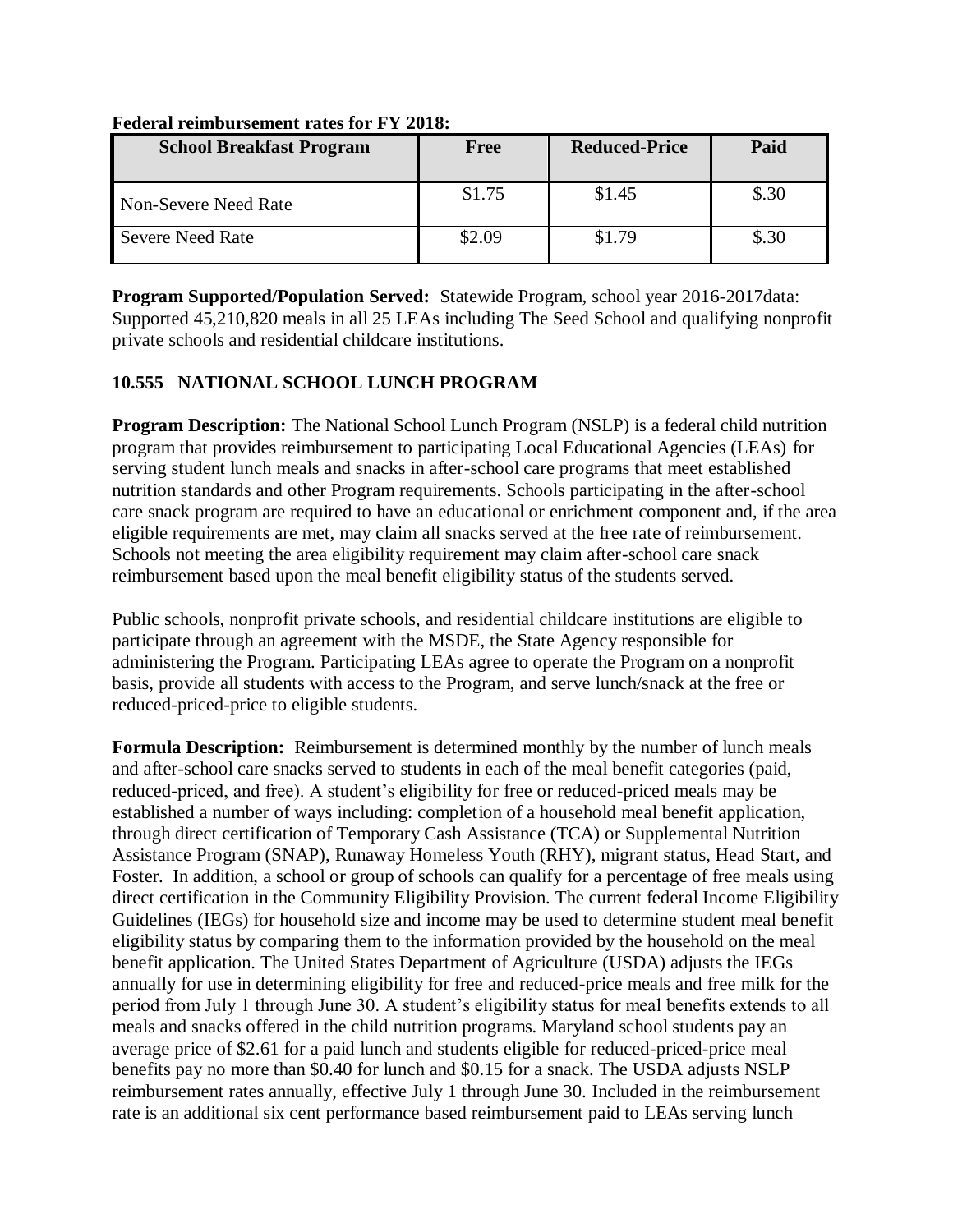**Federal reimbursement rates for FY 2018:**

| School Breakfast Program | Free | Reduced-Price | Paid |
|---|---|---|---|
| Non-Severe Need Rate | $1.75 | $1.45 | $.30 |
| Severe Need Rate | $2.09 | $1.79 | $.30 |

**Program Supported/Population Served:** Statewide Program, school year 2016-2017data: Supported 45,210,820 meals in all 25 LEAs including The Seed School and qualifying nonprofit private schools and residential childcare institutions.

### 10.555 NATIONAL SCHOOL LUNCH PROGRAM

**Program Description:** The National School Lunch Program (NSLP) is a federal child nutrition program that provides reimbursement to participating Local Educational Agencies (LEAs) for serving student lunch meals and snacks in after-school care programs that meet established nutrition standards and other Program requirements. Schools participating in the after-school care snack program are required to have an educational or enrichment component and, if the area eligible requirements are met, may claim all snacks served at the free rate of reimbursement. Schools not meeting the area eligibility requirement may claim after-school care snack reimbursement based upon the meal benefit eligibility status of the students served.

Public schools, nonprofit private schools, and residential childcare institutions are eligible to participate through an agreement with the MSDE, the State Agency responsible for administering the Program. Participating LEAs agree to operate the Program on a nonprofit basis, provide all students with access to the Program, and serve lunch/snack at the free or reduced-priced-price to eligible students.

**Formula Description:** Reimbursement is determined monthly by the number of lunch meals and after-school care snacks served to students in each of the meal benefit categories (paid, reduced-priced, and free). A student's eligibility for free or reduced-priced meals may be established a number of ways including: completion of a household meal benefit application, through direct certification of Temporary Cash Assistance (TCA) or Supplemental Nutrition Assistance Program (SNAP), Runaway Homeless Youth (RHY), migrant status, Head Start, and Foster. In addition, a school or group of schools can qualify for a percentage of free meals using direct certification in the Community Eligibility Provision. The current federal Income Eligibility Guidelines (IEGs) for household size and income may be used to determine student meal benefit eligibility status by comparing them to the information provided by the household on the meal benefit application. The United States Department of Agriculture (USDA) adjusts the IEGs annually for use in determining eligibility for free and reduced-price meals and free milk for the period from July 1 through June 30. A student's eligibility status for meal benefits extends to all meals and snacks offered in the child nutrition programs. Maryland school students pay an average price of $2.61 for a paid lunch and students eligible for reduced-priced-price meal benefits pay no more than $0.40 for lunch and $0.15 for a snack. The USDA adjusts NSLP reimbursement rates annually, effective July 1 through June 30. Included in the reimbursement rate is an additional six cent performance based reimbursement paid to LEAs serving lunch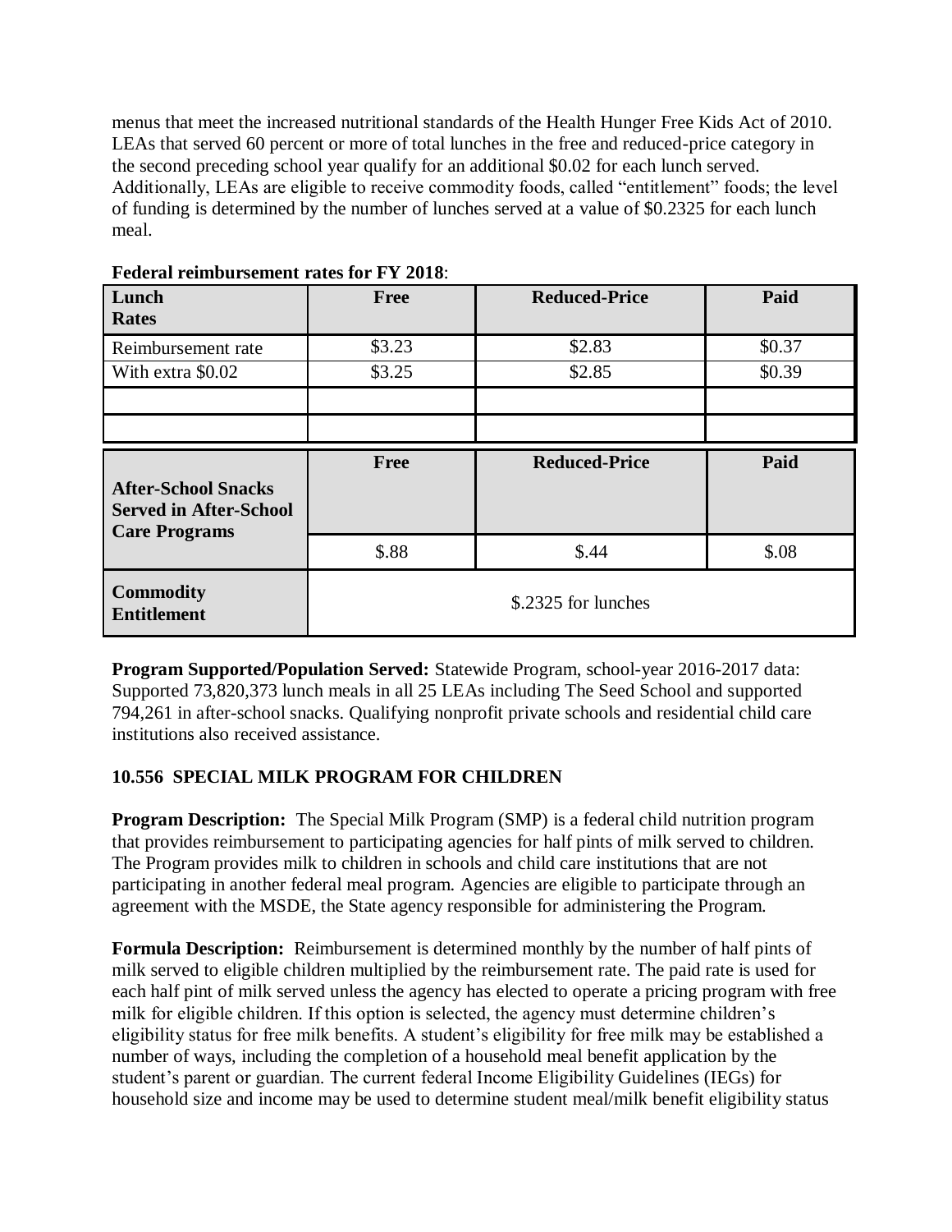menus that meet the increased nutritional standards of the Health Hunger Free Kids Act of 2010. LEAs that served 60 percent or more of total lunches in the free and reduced-price category in the second preceding school year qualify for an additional $0.02 for each lunch served. Additionally, LEAs are eligible to receive commodity foods, called "entitlement" foods; the level of funding is determined by the number of lunches served at a value of $0.2325 for each lunch meal.

**Federal reimbursement rates for FY 2018**:

| Lunch Rates | Free | Reduced-Price | Paid |
|---|---|---|---|
| Reimbursement rate | $3.23 | $2.83 | $0.37 |
| With extra $0.02 | $3.25 | $2.85 | $0.39 |
| | | | |
| | | | |
| **After-School Snacks Served in After-School Care Programs** | **Free** | **Reduced-Price** | **Paid** |
| | $.88 | $.44 | $.08 |
| **Commodity Entitlement** | $.2325 for lunches | | |

**Program Supported/Population Served:** Statewide Program, school-year 2016-2017 data: Supported 73,820,373 lunch meals in all 25 LEAs including The Seed School and supported 794,261 in after-school snacks. Qualifying nonprofit private schools and residential child care institutions also received assistance.

## 10.556 SPECIAL MILK PROGRAM FOR CHILDREN

**Program Description:** The Special Milk Program (SMP) is a federal child nutrition program that provides reimbursement to participating agencies for half pints of milk served to children. The Program provides milk to children in schools and child care institutions that are not participating in another federal meal program. Agencies are eligible to participate through an agreement with the MSDE, the State agency responsible for administering the Program.

**Formula Description:** Reimbursement is determined monthly by the number of half pints of milk served to eligible children multiplied by the reimbursement rate. The paid rate is used for each half pint of milk served unless the agency has elected to operate a pricing program with free milk for eligible children. If this option is selected, the agency must determine children's eligibility status for free milk benefits. A student's eligibility for free milk may be established a number of ways, including the completion of a household meal benefit application by the student's parent or guardian. The current federal Income Eligibility Guidelines (IEGs) for household size and income may be used to determine student meal/milk benefit eligibility status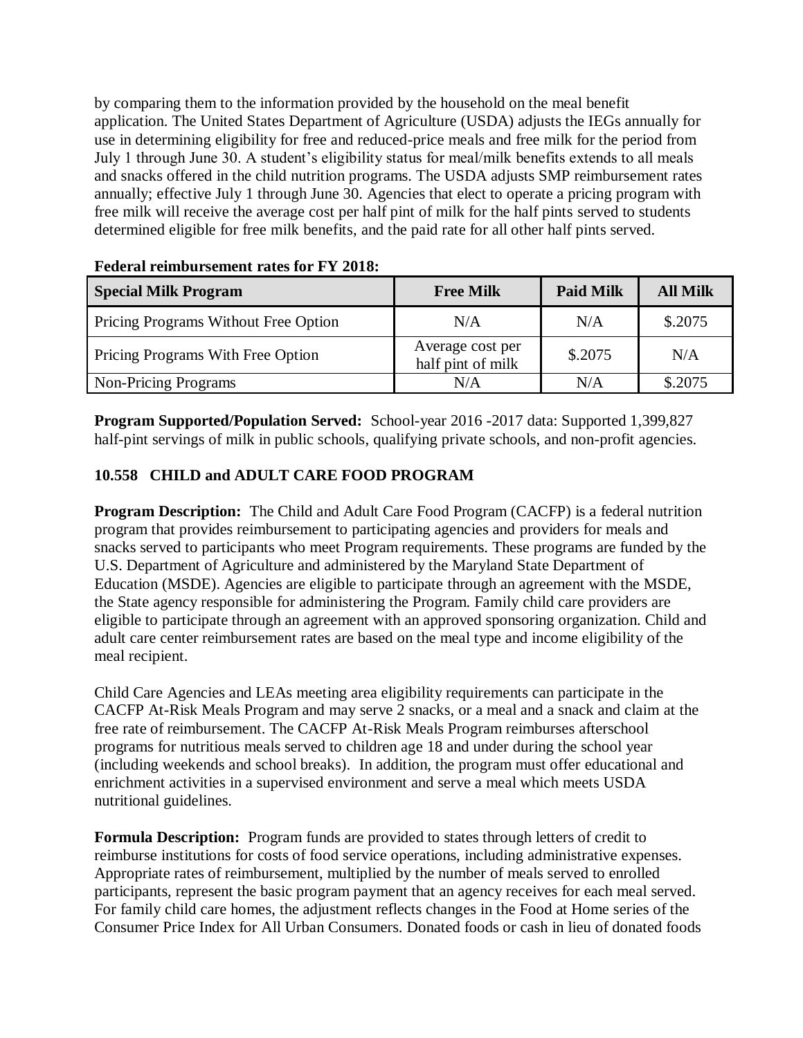by comparing them to the information provided by the household on the meal benefit application. The United States Department of Agriculture (USDA) adjusts the IEGs annually for use in determining eligibility for free and reduced-price meals and free milk for the period from July 1 through June 30. A student's eligibility status for meal/milk benefits extends to all meals and snacks offered in the child nutrition programs. The USDA adjusts SMP reimbursement rates annually; effective July 1 through June 30. Agencies that elect to operate a pricing program with free milk will receive the average cost per half pint of milk for the half pints served to students determined eligible for free milk benefits, and the paid rate for all other half pints served.

**Federal reimbursement rates for FY 2018:**

| Special Milk Program | Free Milk | Paid Milk | All Milk |
|---|---|---|---|
| Pricing Programs Without Free Option | N/A | N/A | $.2075 |
| Pricing Programs With Free Option | Average cost per half pint of milk | $.2075 | N/A |
| Non-Pricing Programs | N/A | N/A | $.2075 |

**Program Supported/Population Served:** School-year 2016 -2017 data: Supported 1,399,827 half-pint servings of milk in public schools, qualifying private schools, and non-profit agencies.

### 10.558 CHILD and ADULT CARE FOOD PROGRAM

**Program Description:** The Child and Adult Care Food Program (CACFP) is a federal nutrition program that provides reimbursement to participating agencies and providers for meals and snacks served to participants who meet Program requirements. These programs are funded by the U.S. Department of Agriculture and administered by the Maryland State Department of Education (MSDE). Agencies are eligible to participate through an agreement with the MSDE, the State agency responsible for administering the Program. Family child care providers are eligible to participate through an agreement with an approved sponsoring organization. Child and adult care center reimbursement rates are based on the meal type and income eligibility of the meal recipient.

Child Care Agencies and LEAs meeting area eligibility requirements can participate in the CACFP At-Risk Meals Program and may serve 2 snacks, or a meal and a snack and claim at the free rate of reimbursement. The CACFP At-Risk Meals Program reimburses afterschool programs for nutritious meals served to children age 18 and under during the school year (including weekends and school breaks). In addition, the program must offer educational and enrichment activities in a supervised environment and serve a meal which meets USDA nutritional guidelines.

**Formula Description:** Program funds are provided to states through letters of credit to reimburse institutions for costs of food service operations, including administrative expenses. Appropriate rates of reimbursement, multiplied by the number of meals served to enrolled participants, represent the basic program payment that an agency receives for each meal served. For family child care homes, the adjustment reflects changes in the Food at Home series of the Consumer Price Index for All Urban Consumers. Donated foods or cash in lieu of donated foods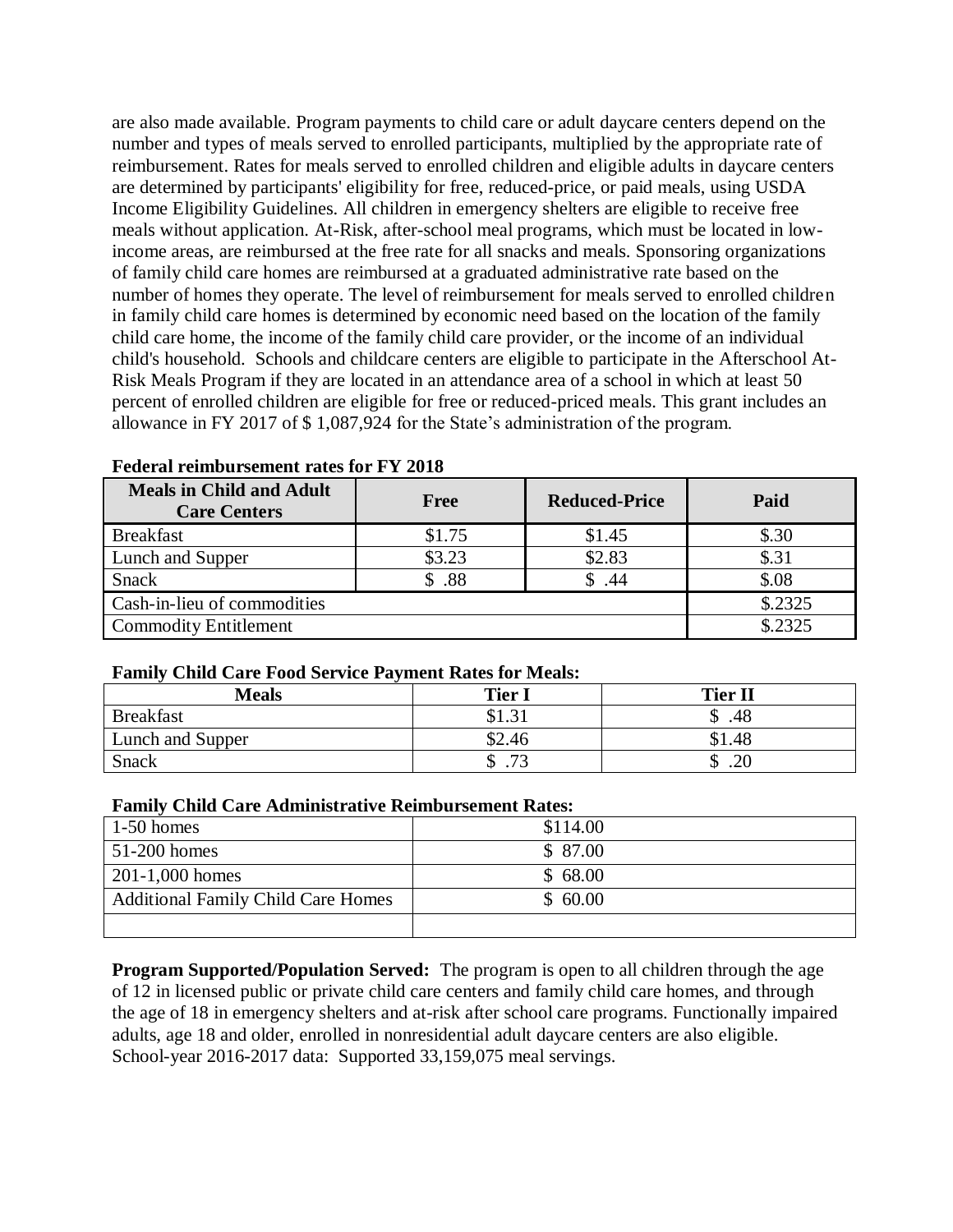are also made available. Program payments to child care or adult daycare centers depend on the number and types of meals served to enrolled participants, multiplied by the appropriate rate of reimbursement. Rates for meals served to enrolled children and eligible adults in daycare centers are determined by participants' eligibility for free, reduced-price, or paid meals, using USDA Income Eligibility Guidelines. All children in emergency shelters are eligible to receive free meals without application. At-Risk, after-school meal programs, which must be located in low-income areas, are reimbursed at the free rate for all snacks and meals. Sponsoring organizations of family child care homes are reimbursed at a graduated administrative rate based on the number of homes they operate. The level of reimbursement for meals served to enrolled children in family child care homes is determined by economic need based on the location of the family child care home, the income of the family child care provider, or the income of an individual child's household. Schools and childcare centers are eligible to participate in the Afterschool At-Risk Meals Program if they are located in an attendance area of a school in which at least 50 percent of enrolled children are eligible for free or reduced-priced meals. This grant includes an allowance in FY 2017 of $ 1,087,924 for the State's administration of the program.

**Federal reimbursement rates for FY 2018**

| Meals in Child and Adult Care Centers | Free | Reduced-Price | Paid |
|---|---|---|---|
| Breakfast | $1.75 | $1.45 | $.30 |
| Lunch and Supper | $3.23 | $2.83 | $.31 |
| Snack | $ .88 | $ .44 | $.08 |
| Cash-in-lieu of commodities | | | $.2325 |
| Commodity Entitlement | | | $.2325 |

**Family Child Care Food Service Payment Rates for Meals:**

| Meals | Tier I | Tier II |
|---|---|---|
| Breakfast | $1.31 | $ .48 |
| Lunch and Supper | $2.46 | $1.48 |
| Snack | $ .73 | $ .20 |

**Family Child Care Administrative Reimbursement Rates:**

| | |
|---|---|
| 1-50 homes | $114.00 |
| 51-200 homes | $ 87.00 |
| 201-1,000 homes | $ 68.00 |
| Additional Family Child Care Homes | $ 60.00 |
| | |

**Program Supported/Population Served:** The program is open to all children through the age of 12 in licensed public or private child care centers and family child care homes, and through the age of 18 in emergency shelters and at-risk after school care programs. Functionally impaired adults, age 18 and older, enrolled in nonresidential adult daycare centers are also eligible. School-year 2016-2017 data: Supported 33,159,075 meal servings.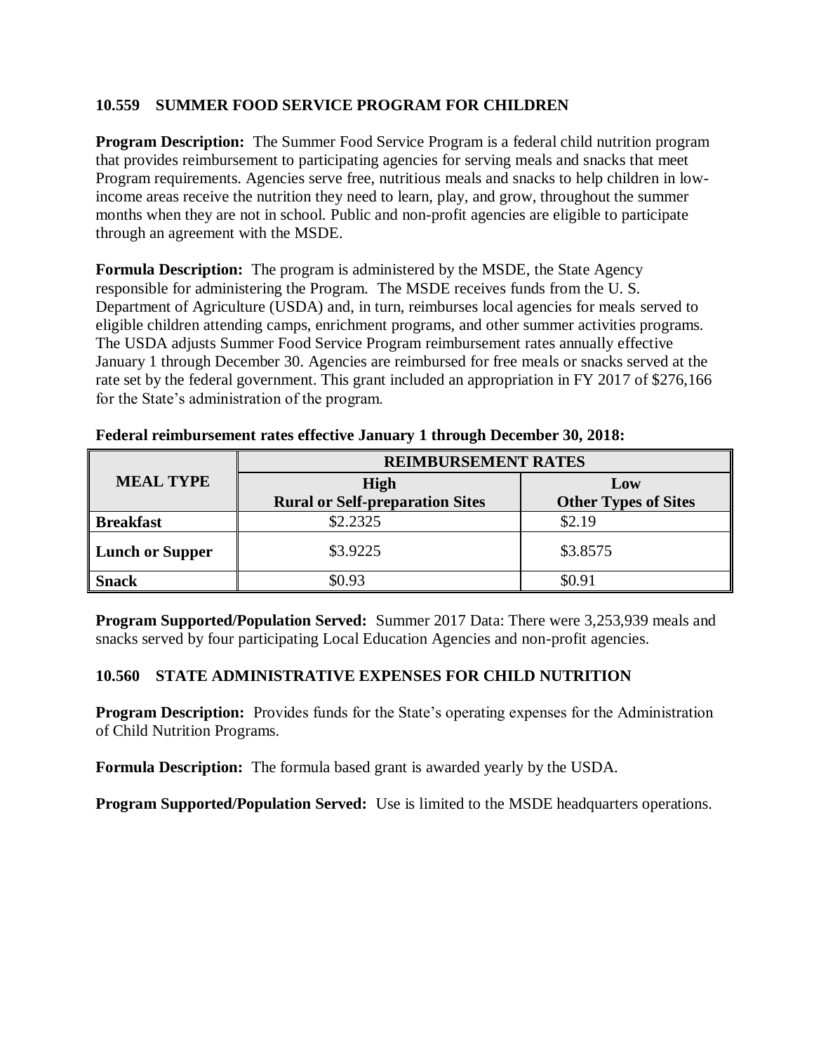### 10.559 SUMMER FOOD SERVICE PROGRAM FOR CHILDREN

**Program Description:** The Summer Food Service Program is a federal child nutrition program that provides reimbursement to participating agencies for serving meals and snacks that meet Program requirements. Agencies serve free, nutritious meals and snacks to help children in low-income areas receive the nutrition they need to learn, play, and grow, throughout the summer months when they are not in school. Public and non-profit agencies are eligible to participate through an agreement with the MSDE.

**Formula Description:** The program is administered by the MSDE, the State Agency responsible for administering the Program. The MSDE receives funds from the U. S. Department of Agriculture (USDA) and, in turn, reimburses local agencies for meals served to eligible children attending camps, enrichment programs, and other summer activities programs. The USDA adjusts Summer Food Service Program reimbursement rates annually effective January 1 through December 30. Agencies are reimbursed for free meals or snacks served at the rate set by the federal government. This grant included an appropriation in FY 2017 of $276,166 for the State's administration of the program.

**Federal reimbursement rates effective January 1 through December 30, 2018:**

| MEAL TYPE | REIMBURSEMENT RATES | |
|---|---|---|
| | High<br>Rural or Self-preparation Sites | Low<br>Other Types of Sites |
| **Breakfast** | $2.2325 | $2.19 |
| **Lunch or Supper** | $3.9225 | $3.8575 |
| **Snack** | $0.93 | $0.91 |

**Program Supported/Population Served:** Summer 2017 Data: There were 3,253,939 meals and snacks served by four participating Local Education Agencies and non-profit agencies.

### 10.560 STATE ADMINISTRATIVE EXPENSES FOR CHILD NUTRITION

**Program Description:** Provides funds for the State's operating expenses for the Administration of Child Nutrition Programs.

**Formula Description:** The formula based grant is awarded yearly by the USDA.

**Program Supported/Population Served:** Use is limited to the MSDE headquarters operations.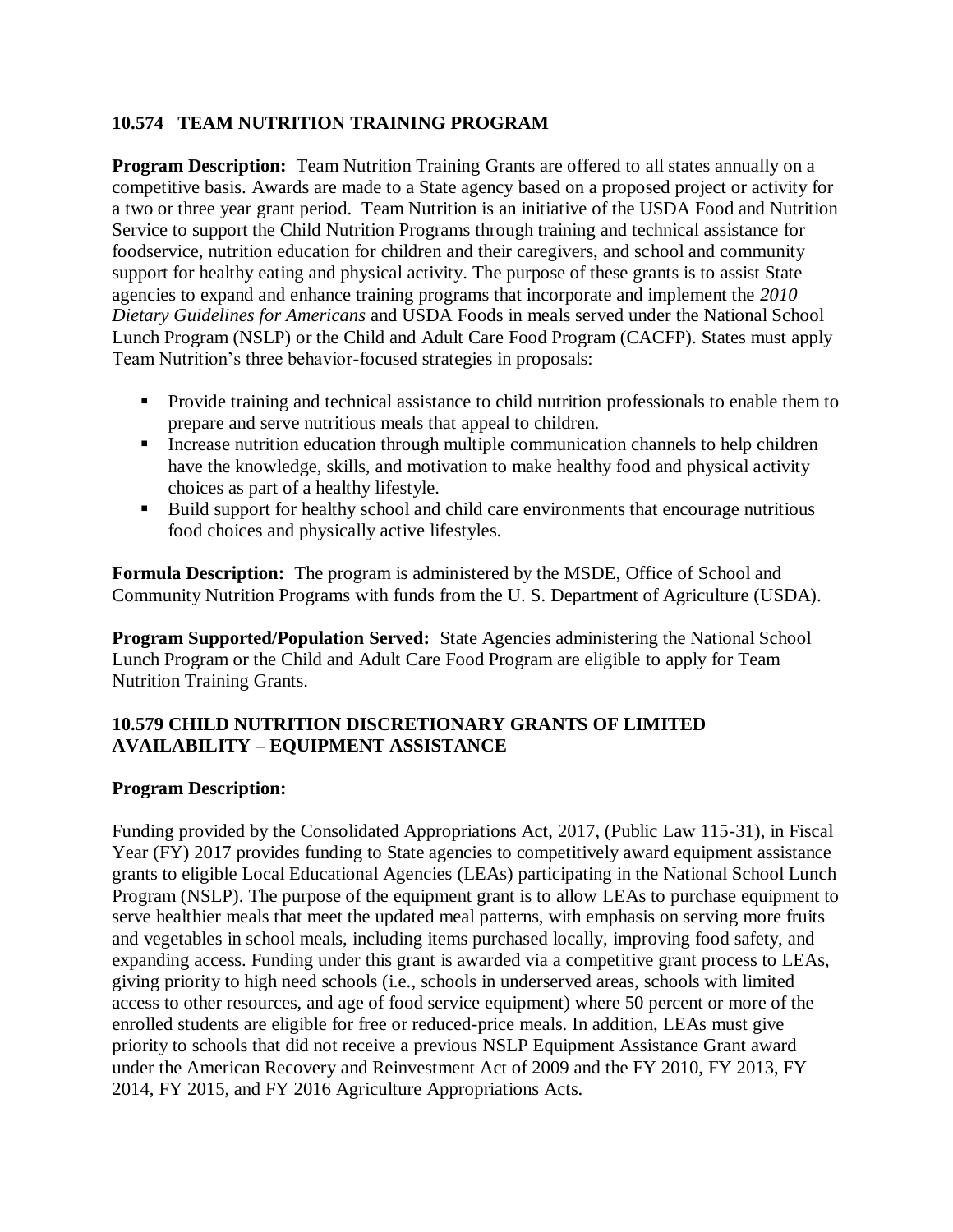### 10.574 TEAM NUTRITION TRAINING PROGRAM

**Program Description:** Team Nutrition Training Grants are offered to all states annually on a competitive basis. Awards are made to a State agency based on a proposed project or activity for a two or three year grant period. Team Nutrition is an initiative of the USDA Food and Nutrition Service to support the Child Nutrition Programs through training and technical assistance for foodservice, nutrition education for children and their caregivers, and school and community support for healthy eating and physical activity. The purpose of these grants is to assist State agencies to expand and enhance training programs that incorporate and implement the *2010 Dietary Guidelines for Americans* and USDA Foods in meals served under the National School Lunch Program (NSLP) or the Child and Adult Care Food Program (CACFP). States must apply Team Nutrition's three behavior-focused strategies in proposals:

- Provide training and technical assistance to child nutrition professionals to enable them to prepare and serve nutritious meals that appeal to children.
- Increase nutrition education through multiple communication channels to help children have the knowledge, skills, and motivation to make healthy food and physical activity choices as part of a healthy lifestyle.
- Build support for healthy school and child care environments that encourage nutritious food choices and physically active lifestyles.

**Formula Description:** The program is administered by the MSDE, Office of School and Community Nutrition Programs with funds from the U. S. Department of Agriculture (USDA).

**Program Supported/Population Served:** State Agencies administering the National School Lunch Program or the Child and Adult Care Food Program are eligible to apply for Team Nutrition Training Grants.

### 10.579 CHILD NUTRITION DISCRETIONARY GRANTS OF LIMITED AVAILABILITY – EQUIPMENT ASSISTANCE

**Program Description:**

Funding provided by the Consolidated Appropriations Act, 2017, (Public Law 115-31), in Fiscal Year (FY) 2017 provides funding to State agencies to competitively award equipment assistance grants to eligible Local Educational Agencies (LEAs) participating in the National School Lunch Program (NSLP). The purpose of the equipment grant is to allow LEAs to purchase equipment to serve healthier meals that meet the updated meal patterns, with emphasis on serving more fruits and vegetables in school meals, including items purchased locally, improving food safety, and expanding access. Funding under this grant is awarded via a competitive grant process to LEAs, giving priority to high need schools (i.e., schools in underserved areas, schools with limited access to other resources, and age of food service equipment) where 50 percent or more of the enrolled students are eligible for free or reduced-price meals. In addition, LEAs must give priority to schools that did not receive a previous NSLP Equipment Assistance Grant award under the American Recovery and Reinvestment Act of 2009 and the FY 2010, FY 2013, FY 2014, FY 2015, and FY 2016 Agriculture Appropriations Acts.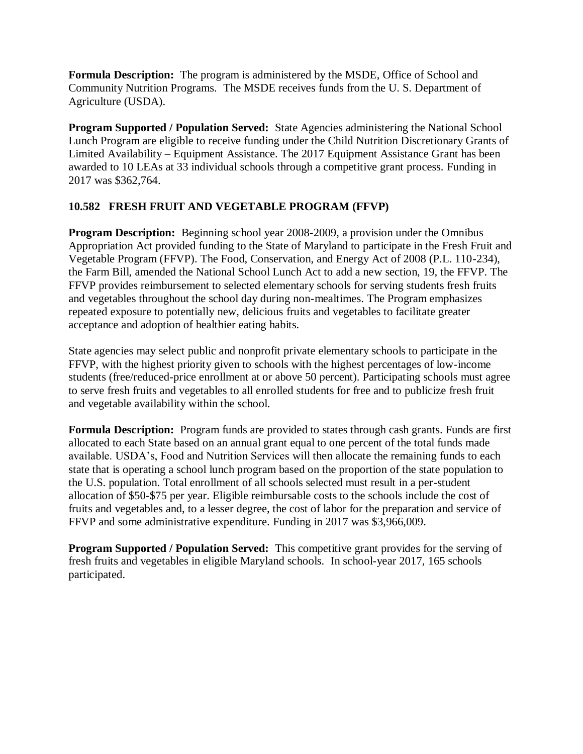**Formula Description:** The program is administered by the MSDE, Office of School and Community Nutrition Programs. The MSDE receives funds from the U. S. Department of Agriculture (USDA).

**Program Supported / Population Served:** State Agencies administering the National School Lunch Program are eligible to receive funding under the Child Nutrition Discretionary Grants of Limited Availability – Equipment Assistance. The 2017 Equipment Assistance Grant has been awarded to 10 LEAs at 33 individual schools through a competitive grant process. Funding in 2017 was $362,764.

### 10.582 FRESH FRUIT AND VEGETABLE PROGRAM (FFVP)

**Program Description:** Beginning school year 2008-2009, a provision under the Omnibus Appropriation Act provided funding to the State of Maryland to participate in the Fresh Fruit and Vegetable Program (FFVP). The Food, Conservation, and Energy Act of 2008 (P.L. 110-234), the Farm Bill, amended the National School Lunch Act to add a new section, 19, the FFVP. The FFVP provides reimbursement to selected elementary schools for serving students fresh fruits and vegetables throughout the school day during non-mealtimes. The Program emphasizes repeated exposure to potentially new, delicious fruits and vegetables to facilitate greater acceptance and adoption of healthier eating habits.

State agencies may select public and nonprofit private elementary schools to participate in the FFVP, with the highest priority given to schools with the highest percentages of low-income students (free/reduced-price enrollment at or above 50 percent). Participating schools must agree to serve fresh fruits and vegetables to all enrolled students for free and to publicize fresh fruit and vegetable availability within the school.

**Formula Description:** Program funds are provided to states through cash grants. Funds are first allocated to each State based on an annual grant equal to one percent of the total funds made available. USDA's, Food and Nutrition Services will then allocate the remaining funds to each state that is operating a school lunch program based on the proportion of the state population to the U.S. population. Total enrollment of all schools selected must result in a per-student allocation of $50-$75 per year. Eligible reimbursable costs to the schools include the cost of fruits and vegetables and, to a lesser degree, the cost of labor for the preparation and service of FFVP and some administrative expenditure. Funding in 2017 was $3,966,009.

**Program Supported / Population Served:** This competitive grant provides for the serving of fresh fruits and vegetables in eligible Maryland schools. In school-year 2017, 165 schools participated.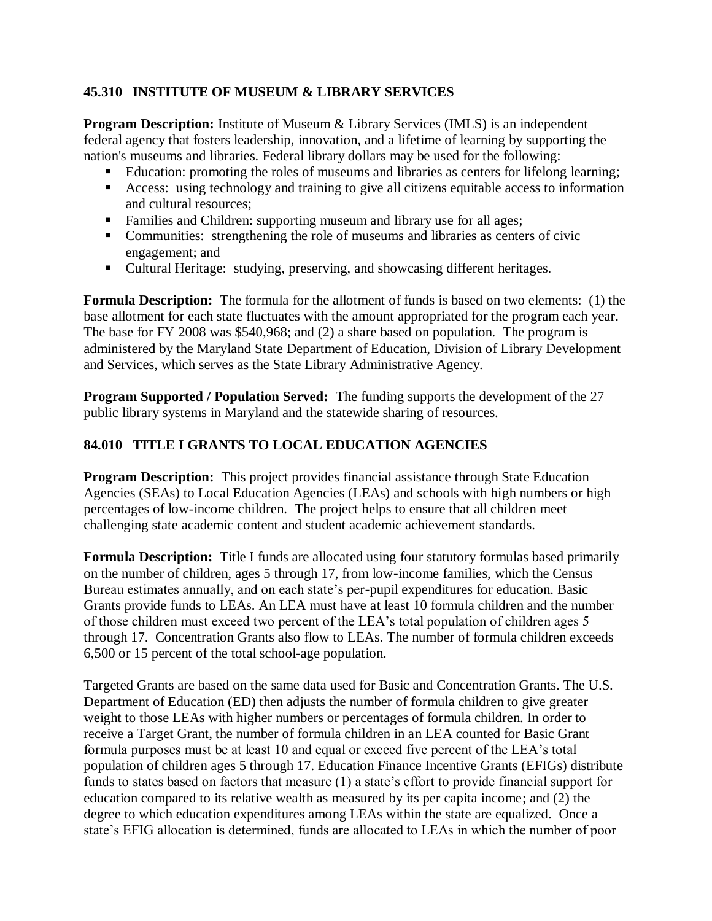### 45.310 INSTITUTE OF MUSEUM & LIBRARY SERVICES

**Program Description:** Institute of Museum & Library Services (IMLS) is an independent federal agency that fosters leadership, innovation, and a lifetime of learning by supporting the nation's museums and libraries. Federal library dollars may be used for the following:

- Education: promoting the roles of museums and libraries as centers for lifelong learning;
- Access: using technology and training to give all citizens equitable access to information and cultural resources;
- Families and Children: supporting museum and library use for all ages;
- Communities: strengthening the role of museums and libraries as centers of civic engagement; and
- Cultural Heritage: studying, preserving, and showcasing different heritages.

**Formula Description:** The formula for the allotment of funds is based on two elements: (1) the base allotment for each state fluctuates with the amount appropriated for the program each year. The base for FY 2008 was $540,968; and (2) a share based on population. The program is administered by the Maryland State Department of Education, Division of Library Development and Services, which serves as the State Library Administrative Agency.

**Program Supported / Population Served:** The funding supports the development of the 27 public library systems in Maryland and the statewide sharing of resources.

### 84.010 TITLE I GRANTS TO LOCAL EDUCATION AGENCIES

**Program Description:** This project provides financial assistance through State Education Agencies (SEAs) to Local Education Agencies (LEAs) and schools with high numbers or high percentages of low-income children. The project helps to ensure that all children meet challenging state academic content and student academic achievement standards.

**Formula Description:** Title I funds are allocated using four statutory formulas based primarily on the number of children, ages 5 through 17, from low-income families, which the Census Bureau estimates annually, and on each state's per-pupil expenditures for education. Basic Grants provide funds to LEAs. An LEA must have at least 10 formula children and the number of those children must exceed two percent of the LEA's total population of children ages 5 through 17. Concentration Grants also flow to LEAs. The number of formula children exceeds 6,500 or 15 percent of the total school-age population.

Targeted Grants are based on the same data used for Basic and Concentration Grants. The U.S. Department of Education (ED) then adjusts the number of formula children to give greater weight to those LEAs with higher numbers or percentages of formula children. In order to receive a Target Grant, the number of formula children in an LEA counted for Basic Grant formula purposes must be at least 10 and equal or exceed five percent of the LEA's total population of children ages 5 through 17. Education Finance Incentive Grants (EFIGs) distribute funds to states based on factors that measure (1) a state's effort to provide financial support for education compared to its relative wealth as measured by its per capita income; and (2) the degree to which education expenditures among LEAs within the state are equalized. Once a state's EFIG allocation is determined, funds are allocated to LEAs in which the number of poor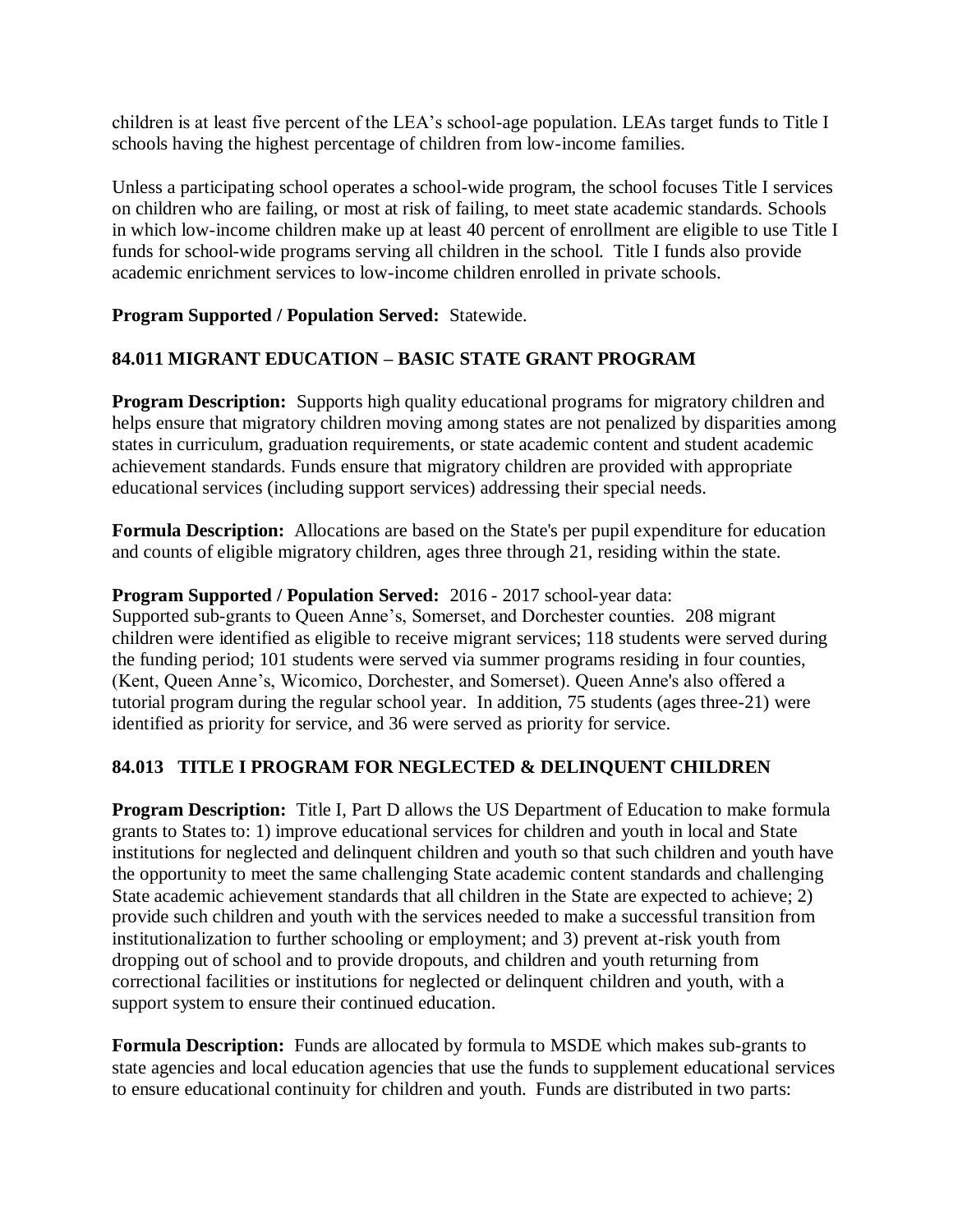children is at least five percent of the LEA's school-age population. LEAs target funds to Title I schools having the highest percentage of children from low-income families.

Unless a participating school operates a school-wide program, the school focuses Title I services on children who are failing, or most at risk of failing, to meet state academic standards. Schools in which low-income children make up at least 40 percent of enrollment are eligible to use Title I funds for school-wide programs serving all children in the school. Title I funds also provide academic enrichment services to low-income children enrolled in private schools.

**Program Supported / Population Served:** Statewide.

## 84.011 MIGRANT EDUCATION – BASIC STATE GRANT PROGRAM

**Program Description:** Supports high quality educational programs for migratory children and helps ensure that migratory children moving among states are not penalized by disparities among states in curriculum, graduation requirements, or state academic content and student academic achievement standards. Funds ensure that migratory children are provided with appropriate educational services (including support services) addressing their special needs.

**Formula Description:** Allocations are based on the State's per pupil expenditure for education and counts of eligible migratory children, ages three through 21, residing within the state.

**Program Supported / Population Served:** 2016 - 2017 school-year data:
Supported sub-grants to Queen Anne's, Somerset, and Dorchester counties. 208 migrant children were identified as eligible to receive migrant services; 118 students were served during the funding period; 101 students were served via summer programs residing in four counties, (Kent, Queen Anne's, Wicomico, Dorchester, and Somerset). Queen Anne's also offered a tutorial program during the regular school year. In addition, 75 students (ages three-21) were identified as priority for service, and 36 were served as priority for service.

## 84.013 TITLE I PROGRAM FOR NEGLECTED & DELINQUENT CHILDREN

**Program Description:** Title I, Part D allows the US Department of Education to make formula grants to States to: 1) improve educational services for children and youth in local and State institutions for neglected and delinquent children and youth so that such children and youth have the opportunity to meet the same challenging State academic content standards and challenging State academic achievement standards that all children in the State are expected to achieve; 2) provide such children and youth with the services needed to make a successful transition from institutionalization to further schooling or employment; and 3) prevent at-risk youth from dropping out of school and to provide dropouts, and children and youth returning from correctional facilities or institutions for neglected or delinquent children and youth, with a support system to ensure their continued education.

**Formula Description:** Funds are allocated by formula to MSDE which makes sub-grants to state agencies and local education agencies that use the funds to supplement educational services to ensure educational continuity for children and youth. Funds are distributed in two parts: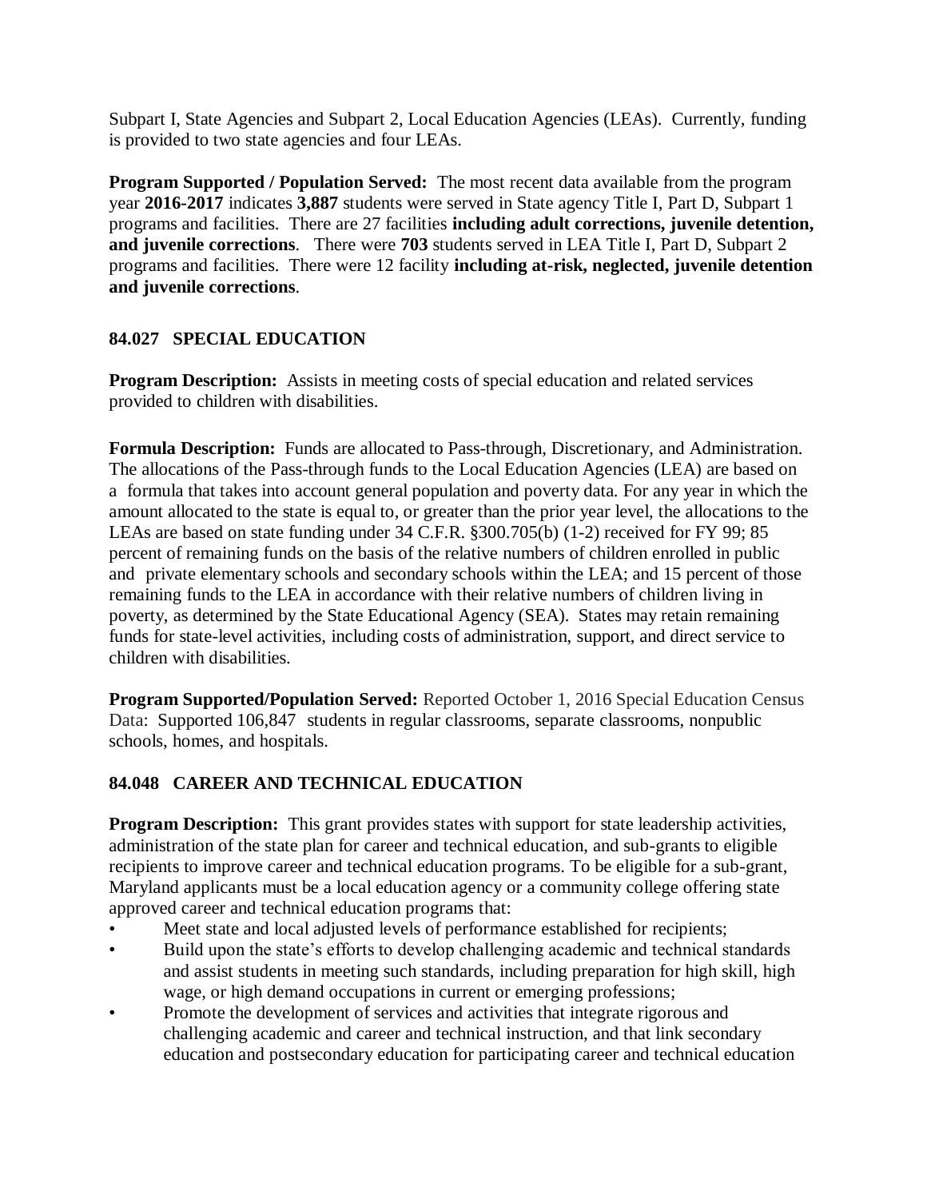Subpart I, State Agencies and Subpart 2, Local Education Agencies (LEAs). Currently, funding is provided to two state agencies and four LEAs.

**Program Supported / Population Served:** The most recent data available from the program year **2016-2017** indicates **3,887** students were served in State agency Title I, Part D, Subpart 1 programs and facilities. There are 27 facilities **including adult corrections, juvenile detention, and juvenile corrections**. There were **703** students served in LEA Title I, Part D, Subpart 2 programs and facilities. There were 12 facility **including at-risk, neglected, juvenile detention and juvenile corrections**.

## 84.027 SPECIAL EDUCATION

**Program Description:** Assists in meeting costs of special education and related services provided to children with disabilities.

**Formula Description:** Funds are allocated to Pass-through, Discretionary, and Administration. The allocations of the Pass-through funds to the Local Education Agencies (LEA) are based on a formula that takes into account general population and poverty data. For any year in which the amount allocated to the state is equal to, or greater than the prior year level, the allocations to the LEAs are based on state funding under 34 C.F.R. §300.705(b) (1-2) received for FY 99; 85 percent of remaining funds on the basis of the relative numbers of children enrolled in public and private elementary schools and secondary schools within the LEA; and 15 percent of those remaining funds to the LEA in accordance with their relative numbers of children living in poverty, as determined by the State Educational Agency (SEA). States may retain remaining funds for state-level activities, including costs of administration, support, and direct service to children with disabilities.

**Program Supported/Population Served:** Reported October 1, 2016 Special Education Census Data: Supported 106,847 students in regular classrooms, separate classrooms, nonpublic schools, homes, and hospitals.

## 84.048 CAREER AND TECHNICAL EDUCATION

**Program Description:** This grant provides states with support for state leadership activities, administration of the state plan for career and technical education, and sub-grants to eligible recipients to improve career and technical education programs. To be eligible for a sub-grant, Maryland applicants must be a local education agency or a community college offering state approved career and technical education programs that:

- Meet state and local adjusted levels of performance established for recipients;
- Build upon the state's efforts to develop challenging academic and technical standards and assist students in meeting such standards, including preparation for high skill, high wage, or high demand occupations in current or emerging professions;
- Promote the development of services and activities that integrate rigorous and challenging academic and career and technical instruction, and that link secondary education and postsecondary education for participating career and technical education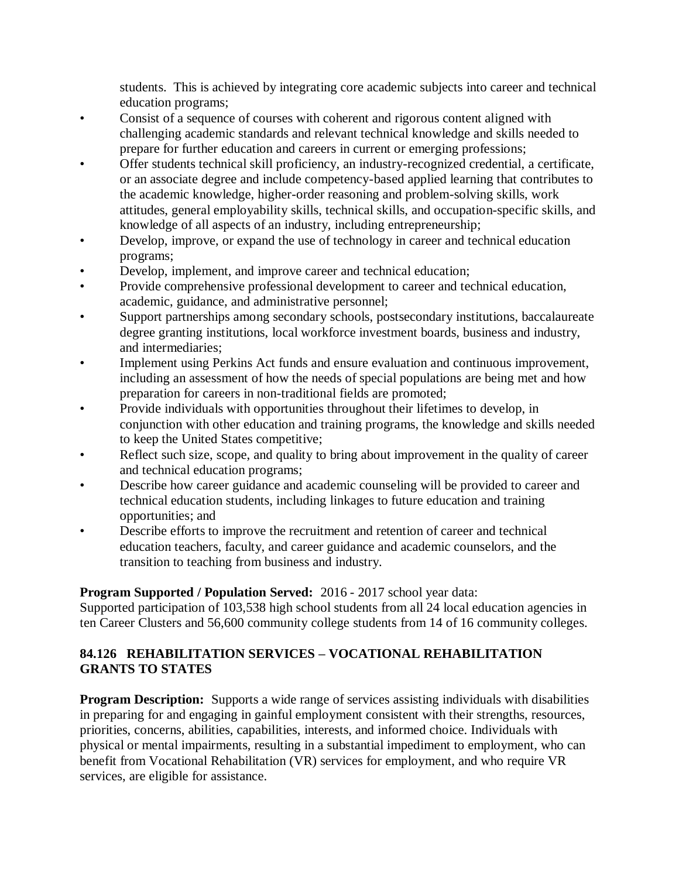students. This is achieved by integrating core academic subjects into career and technical education programs;

- Consist of a sequence of courses with coherent and rigorous content aligned with challenging academic standards and relevant technical knowledge and skills needed to prepare for further education and careers in current or emerging professions;
- Offer students technical skill proficiency, an industry-recognized credential, a certificate, or an associate degree and include competency-based applied learning that contributes to the academic knowledge, higher-order reasoning and problem-solving skills, work attitudes, general employability skills, technical skills, and occupation-specific skills, and knowledge of all aspects of an industry, including entrepreneurship;
- Develop, improve, or expand the use of technology in career and technical education programs;
- Develop, implement, and improve career and technical education;
- Provide comprehensive professional development to career and technical education, academic, guidance, and administrative personnel;
- Support partnerships among secondary schools, postsecondary institutions, baccalaureate degree granting institutions, local workforce investment boards, business and industry, and intermediaries;
- Implement using Perkins Act funds and ensure evaluation and continuous improvement, including an assessment of how the needs of special populations are being met and how preparation for careers in non-traditional fields are promoted;
- Provide individuals with opportunities throughout their lifetimes to develop, in conjunction with other education and training programs, the knowledge and skills needed to keep the United States competitive;
- Reflect such size, scope, and quality to bring about improvement in the quality of career and technical education programs;
- Describe how career guidance and academic counseling will be provided to career and technical education students, including linkages to future education and training opportunities; and
- Describe efforts to improve the recruitment and retention of career and technical education teachers, faculty, and career guidance and academic counselors, and the transition to teaching from business and industry.

**Program Supported / Population Served:** 2016 - 2017 school year data: Supported participation of 103,538 high school students from all 24 local education agencies in ten Career Clusters and 56,600 community college students from 14 of 16 community colleges.

## 84.126 REHABILITATION SERVICES – VOCATIONAL REHABILITATION GRANTS TO STATES

**Program Description:** Supports a wide range of services assisting individuals with disabilities in preparing for and engaging in gainful employment consistent with their strengths, resources, priorities, concerns, abilities, capabilities, interests, and informed choice. Individuals with physical or mental impairments, resulting in a substantial impediment to employment, who can benefit from Vocational Rehabilitation (VR) services for employment, and who require VR services, are eligible for assistance.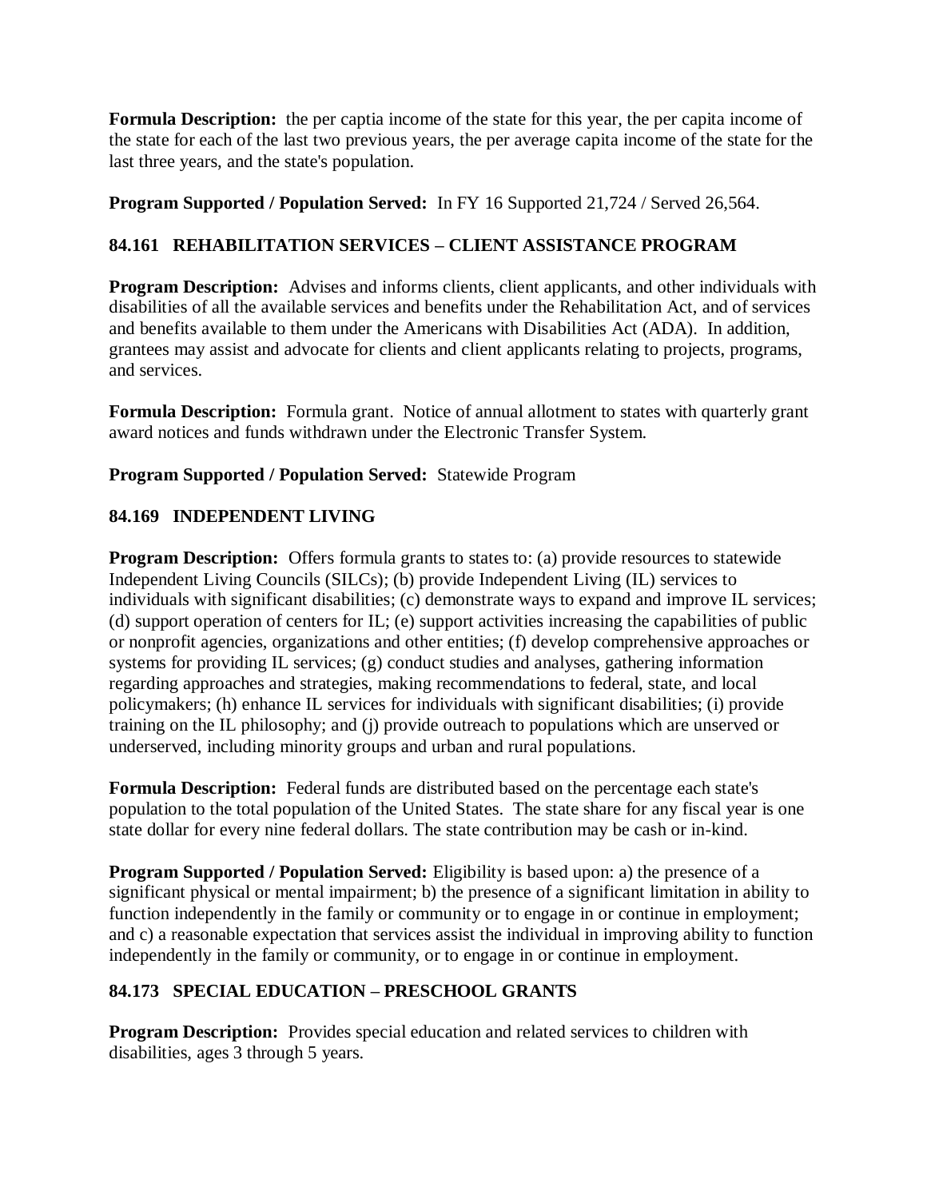**Formula Description:** the per captia income of the state for this year, the per capita income of the state for each of the last two previous years, the per average capita income of the state for the last three years, and the state's population.

**Program Supported / Population Served:** In FY 16 Supported 21,724 / Served 26,564.

### 84.161 REHABILITATION SERVICES – CLIENT ASSISTANCE PROGRAM

**Program Description:** Advises and informs clients, client applicants, and other individuals with disabilities of all the available services and benefits under the Rehabilitation Act, and of services and benefits available to them under the Americans with Disabilities Act (ADA). In addition, grantees may assist and advocate for clients and client applicants relating to projects, programs, and services.

**Formula Description:** Formula grant. Notice of annual allotment to states with quarterly grant award notices and funds withdrawn under the Electronic Transfer System.

**Program Supported / Population Served:** Statewide Program

### 84.169 INDEPENDENT LIVING

**Program Description:** Offers formula grants to states to: (a) provide resources to statewide Independent Living Councils (SILCs); (b) provide Independent Living (IL) services to individuals with significant disabilities; (c) demonstrate ways to expand and improve IL services; (d) support operation of centers for IL; (e) support activities increasing the capabilities of public or nonprofit agencies, organizations and other entities; (f) develop comprehensive approaches or systems for providing IL services; (g) conduct studies and analyses, gathering information regarding approaches and strategies, making recommendations to federal, state, and local policymakers; (h) enhance IL services for individuals with significant disabilities; (i) provide training on the IL philosophy; and (j) provide outreach to populations which are unserved or underserved, including minority groups and urban and rural populations.

**Formula Description:** Federal funds are distributed based on the percentage each state's population to the total population of the United States. The state share for any fiscal year is one state dollar for every nine federal dollars. The state contribution may be cash or in-kind.

**Program Supported / Population Served:** Eligibility is based upon: a) the presence of a significant physical or mental impairment; b) the presence of a significant limitation in ability to function independently in the family or community or to engage in or continue in employment; and c) a reasonable expectation that services assist the individual in improving ability to function independently in the family or community, or to engage in or continue in employment.

### 84.173 SPECIAL EDUCATION – PRESCHOOL GRANTS

**Program Description:** Provides special education and related services to children with disabilities, ages 3 through 5 years.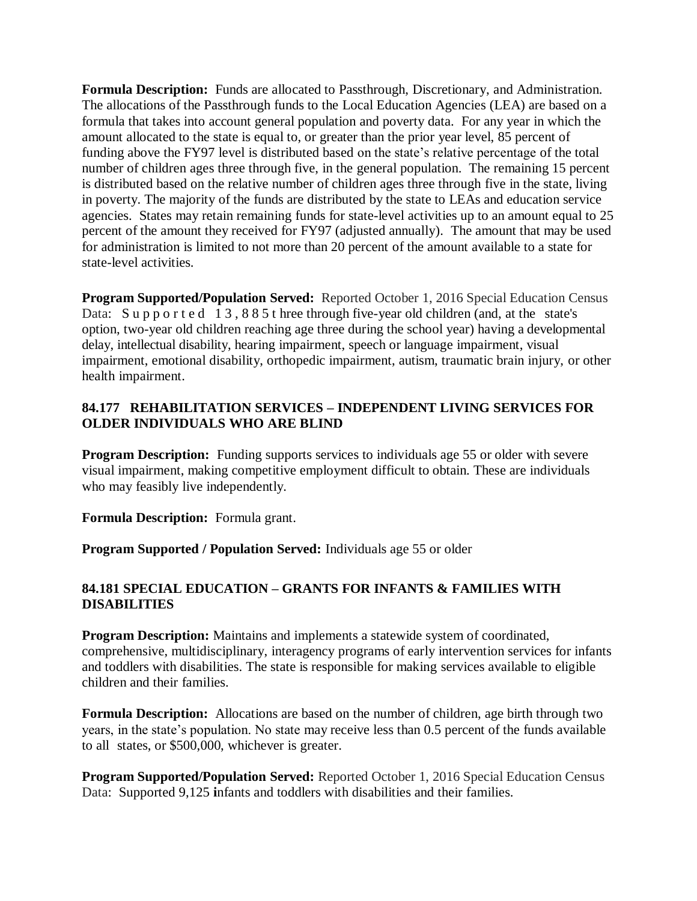**Formula Description:** Funds are allocated to Passthrough, Discretionary, and Administration. The allocations of the Passthrough funds to the Local Education Agencies (LEA) are based on a formula that takes into account general population and poverty data. For any year in which the amount allocated to the state is equal to, or greater than the prior year level, 85 percent of funding above the FY97 level is distributed based on the state's relative percentage of the total number of children ages three through five, in the general population. The remaining 15 percent is distributed based on the relative number of children ages three through five in the state, living in poverty. The majority of the funds are distributed by the state to LEAs and education service agencies. States may retain remaining funds for state-level activities up to an amount equal to 25 percent of the amount they received for FY97 (adjusted annually). The amount that may be used for administration is limited to not more than 20 percent of the amount available to a state for state-level activities.

**Program Supported/Population Served:** Reported October 1, 2016 Special Education Census Data: Supported 13,885 three through five-year old children (and, at the state's option, two-year old children reaching age three during the school year) having a developmental delay, intellectual disability, hearing impairment, speech or language impairment, visual impairment, emotional disability, orthopedic impairment, autism, traumatic brain injury, or other health impairment.

### 84.177 REHABILITATION SERVICES – INDEPENDENT LIVING SERVICES FOR OLDER INDIVIDUALS WHO ARE BLIND

**Program Description:** Funding supports services to individuals age 55 or older with severe visual impairment, making competitive employment difficult to obtain. These are individuals who may feasibly live independently.

**Formula Description:** Formula grant.

**Program Supported / Population Served:** Individuals age 55 or older

### 84.181 SPECIAL EDUCATION – GRANTS FOR INFANTS & FAMILIES WITH DISABILITIES

**Program Description:** Maintains and implements a statewide system of coordinated, comprehensive, multidisciplinary, interagency programs of early intervention services for infants and toddlers with disabilities. The state is responsible for making services available to eligible children and their families.

**Formula Description:** Allocations are based on the number of children, age birth through two years, in the state's population. No state may receive less than 0.5 percent of the funds available to all states, or $500,000, whichever is greater.

**Program Supported/Population Served:** Reported October 1, 2016 Special Education Census Data: Supported 9,125 infants and toddlers with disabilities and their families.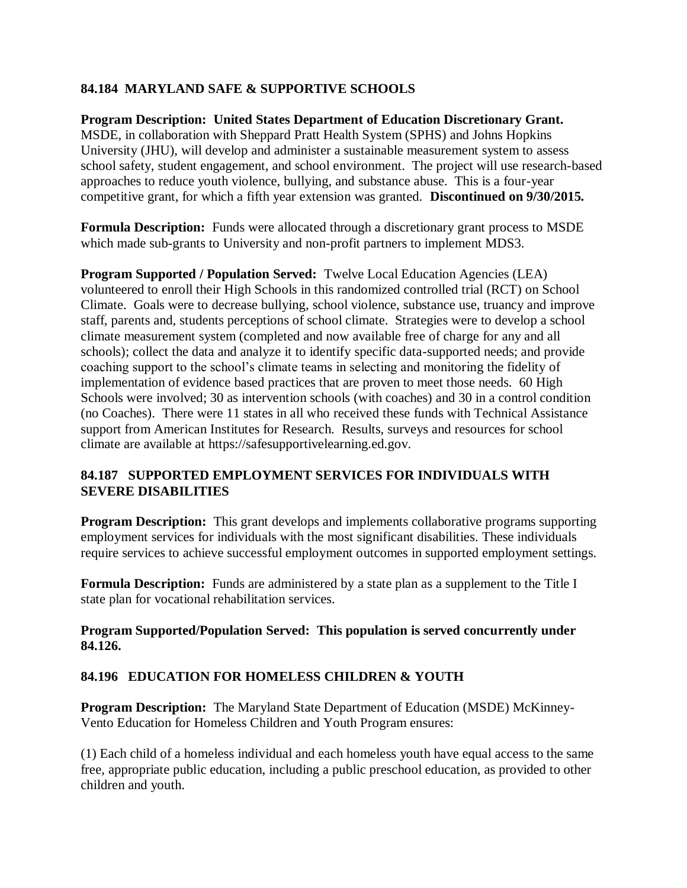## 84.184 MARYLAND SAFE & SUPPORTIVE SCHOOLS

**Program Description: United States Department of Education Discretionary Grant.** MSDE, in collaboration with Sheppard Pratt Health System (SPHS) and Johns Hopkins University (JHU), will develop and administer a sustainable measurement system to assess school safety, student engagement, and school environment. The project will use research-based approaches to reduce youth violence, bullying, and substance abuse. This is a four-year competitive grant, for which a fifth year extension was granted. **Discontinued on 9/30/2015.**

**Formula Description:** Funds were allocated through a discretionary grant process to MSDE which made sub-grants to University and non-profit partners to implement MDS3.

**Program Supported / Population Served:** Twelve Local Education Agencies (LEA) volunteered to enroll their High Schools in this randomized controlled trial (RCT) on School Climate. Goals were to decrease bullying, school violence, substance use, truancy and improve staff, parents and, students perceptions of school climate. Strategies were to develop a school climate measurement system (completed and now available free of charge for any and all schools); collect the data and analyze it to identify specific data-supported needs; and provide coaching support to the school's climate teams in selecting and monitoring the fidelity of implementation of evidence based practices that are proven to meet those needs. 60 High Schools were involved; 30 as intervention schools (with coaches) and 30 in a control condition (no Coaches). There were 11 states in all who received these funds with Technical Assistance support from American Institutes for Research. Results, surveys and resources for school climate are available at https://safesupportivelearning.ed.gov.

## 84.187 SUPPORTED EMPLOYMENT SERVICES FOR INDIVIDUALS WITH SEVERE DISABILITIES

**Program Description:** This grant develops and implements collaborative programs supporting employment services for individuals with the most significant disabilities. These individuals require services to achieve successful employment outcomes in supported employment settings.

**Formula Description:** Funds are administered by a state plan as a supplement to the Title I state plan for vocational rehabilitation services.

**Program Supported/Population Served: This population is served concurrently under 84.126.**

## 84.196 EDUCATION FOR HOMELESS CHILDREN & YOUTH

**Program Description:** The Maryland State Department of Education (MSDE) McKinney-Vento Education for Homeless Children and Youth Program ensures:

(1) Each child of a homeless individual and each homeless youth have equal access to the same free, appropriate public education, including a public preschool education, as provided to other children and youth.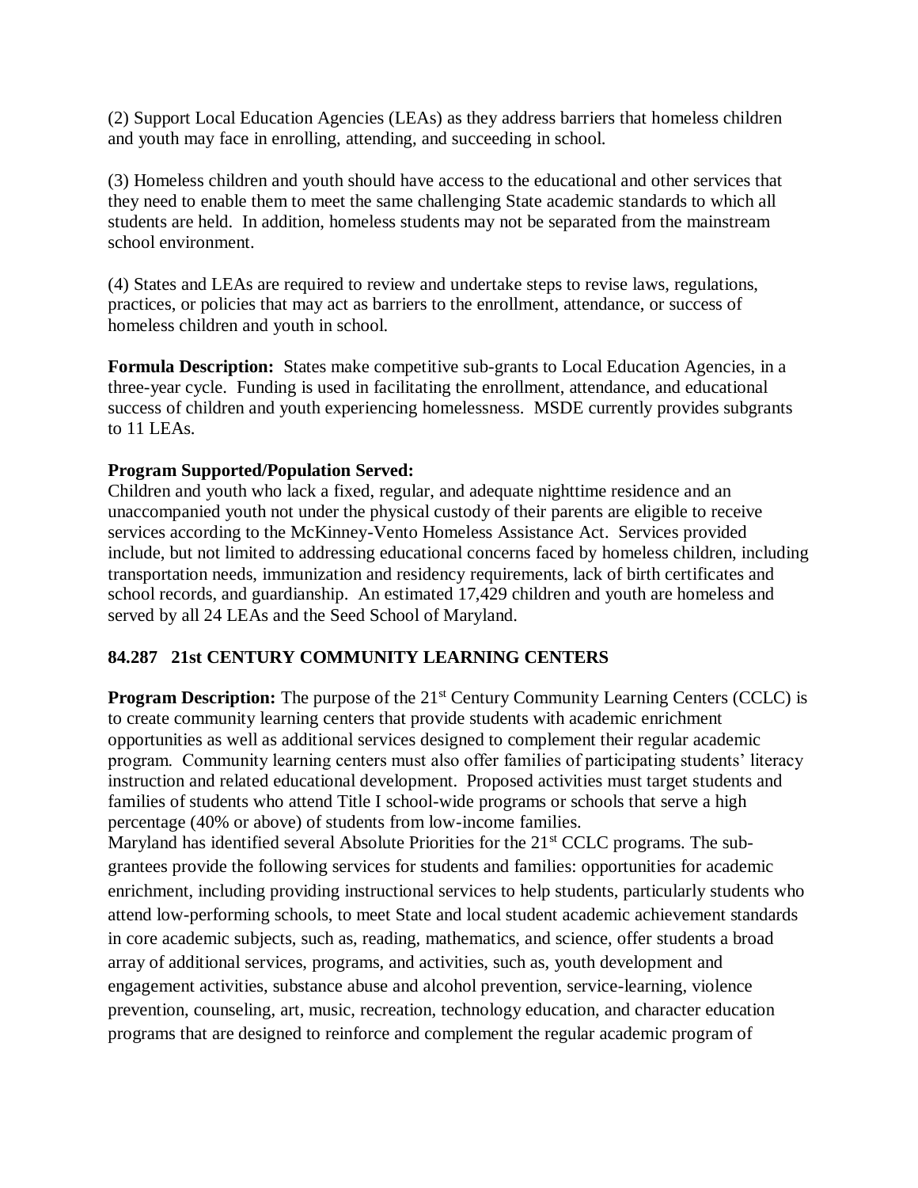(2) Support Local Education Agencies (LEAs) as they address barriers that homeless children and youth may face in enrolling, attending, and succeeding in school.

(3) Homeless children and youth should have access to the educational and other services that they need to enable them to meet the same challenging State academic standards to which all students are held. In addition, homeless students may not be separated from the mainstream school environment.

(4) States and LEAs are required to review and undertake steps to revise laws, regulations, practices, or policies that may act as barriers to the enrollment, attendance, or success of homeless children and youth in school.

**Formula Description:** States make competitive sub-grants to Local Education Agencies, in a three-year cycle. Funding is used in facilitating the enrollment, attendance, and educational success of children and youth experiencing homelessness. MSDE currently provides subgrants to 11 LEAs.

**Program Supported/Population Served:**
Children and youth who lack a fixed, regular, and adequate nighttime residence and an unaccompanied youth not under the physical custody of their parents are eligible to receive services according to the McKinney-Vento Homeless Assistance Act. Services provided include, but not limited to addressing educational concerns faced by homeless children, including transportation needs, immunization and residency requirements, lack of birth certificates and school records, and guardianship. An estimated 17,429 children and youth are homeless and served by all 24 LEAs and the Seed School of Maryland.

### 84.287 21st CENTURY COMMUNITY LEARNING CENTERS

**Program Description:** The purpose of the 21st Century Community Learning Centers (CCLC) is to create community learning centers that provide students with academic enrichment opportunities as well as additional services designed to complement their regular academic program. Community learning centers must also offer families of participating students' literacy instruction and related educational development. Proposed activities must target students and families of students who attend Title I school-wide programs or schools that serve a high percentage (40% or above) of students from low-income families.
Maryland has identified several Absolute Priorities for the 21st CCLC programs. The sub-grantees provide the following services for students and families: opportunities for academic enrichment, including providing instructional services to help students, particularly students who attend low-performing schools, to meet State and local student academic achievement standards in core academic subjects, such as, reading, mathematics, and science, offer students a broad array of additional services, programs, and activities, such as, youth development and engagement activities, substance abuse and alcohol prevention, service-learning, violence prevention, counseling, art, music, recreation, technology education, and character education programs that are designed to reinforce and complement the regular academic program of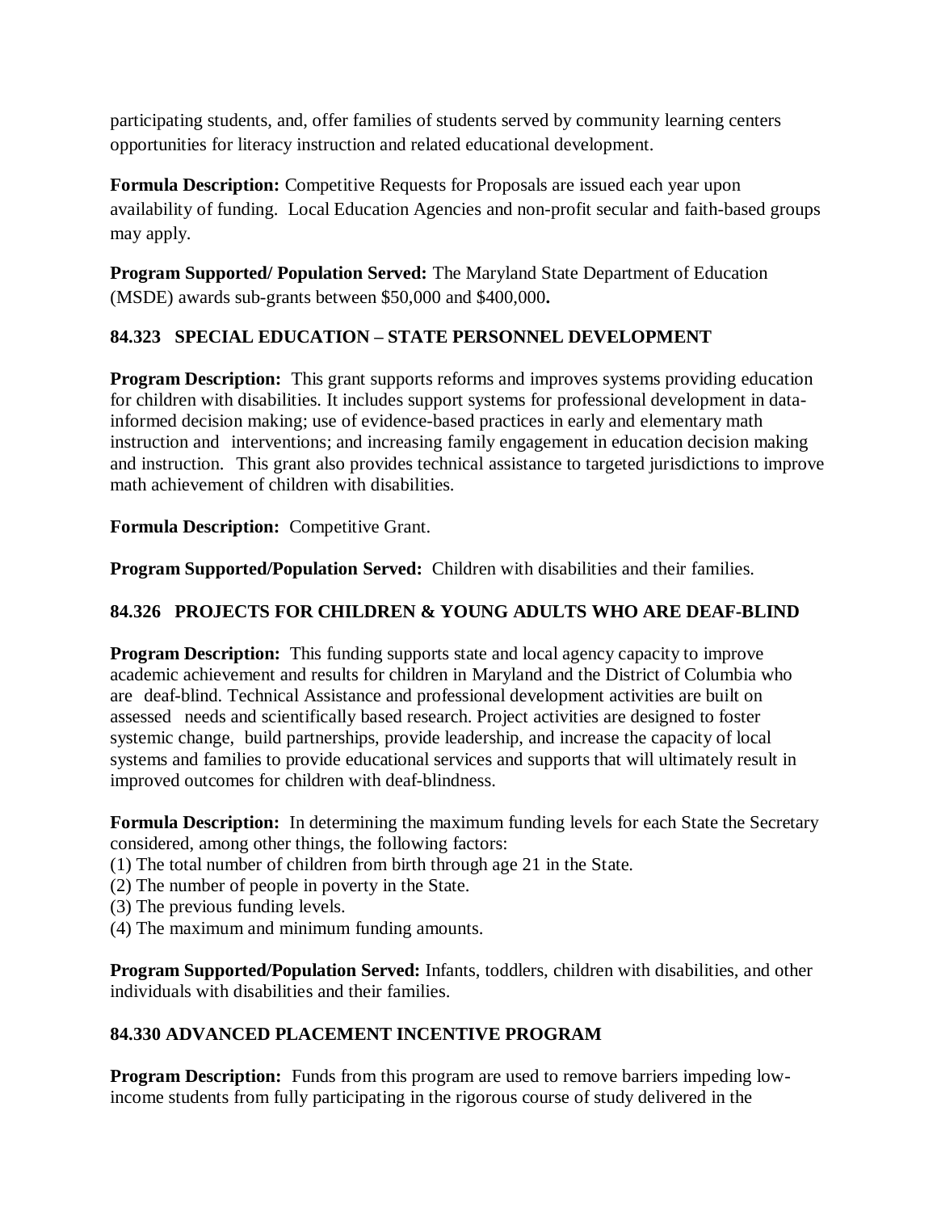participating students, and, offer families of students served by community learning centers opportunities for literacy instruction and related educational development.

**Formula Description:** Competitive Requests for Proposals are issued each year upon availability of funding. Local Education Agencies and non-profit secular and faith-based groups may apply.

**Program Supported/ Population Served:** The Maryland State Department of Education (MSDE) awards sub-grants between $50,000 and $400,000**.**

### 84.323 SPECIAL EDUCATION – STATE PERSONNEL DEVELOPMENT

**Program Description:** This grant supports reforms and improves systems providing education for children with disabilities. It includes support systems for professional development in data-informed decision making; use of evidence-based practices in early and elementary math instruction and interventions; and increasing family engagement in education decision making and instruction. This grant also provides technical assistance to targeted jurisdictions to improve math achievement of children with disabilities.

**Formula Description:** Competitive Grant.

**Program Supported/Population Served:** Children with disabilities and their families.

### 84.326 PROJECTS FOR CHILDREN & YOUNG ADULTS WHO ARE DEAF-BLIND

**Program Description:** This funding supports state and local agency capacity to improve academic achievement and results for children in Maryland and the District of Columbia who are deaf-blind. Technical Assistance and professional development activities are built on assessed needs and scientifically based research. Project activities are designed to foster systemic change, build partnerships, provide leadership, and increase the capacity of local systems and families to provide educational services and supports that will ultimately result in improved outcomes for children with deaf-blindness.

**Formula Description:** In determining the maximum funding levels for each State the Secretary considered, among other things, the following factors:
(1) The total number of children from birth through age 21 in the State.
(2) The number of people in poverty in the State.
(3) The previous funding levels.
(4) The maximum and minimum funding amounts.

**Program Supported/Population Served:** Infants, toddlers, children with disabilities, and other individuals with disabilities and their families.

### 84.330 ADVANCED PLACEMENT INCENTIVE PROGRAM

**Program Description:** Funds from this program are used to remove barriers impeding low-income students from fully participating in the rigorous course of study delivered in the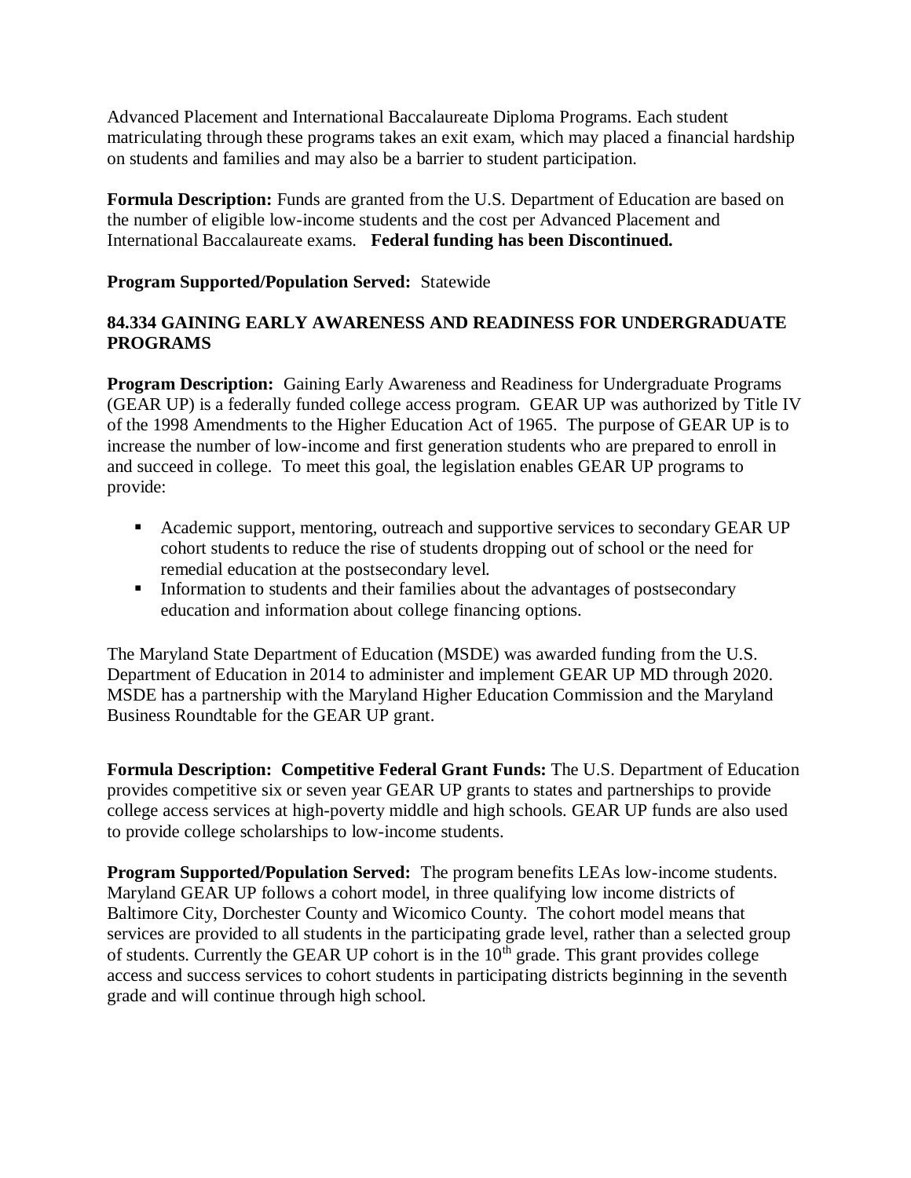Advanced Placement and International Baccalaureate Diploma Programs. Each student matriculating through these programs takes an exit exam, which may placed a financial hardship on students and families and may also be a barrier to student participation.

**Formula Description:** Funds are granted from the U.S. Department of Education are based on the number of eligible low-income students and the cost per Advanced Placement and International Baccalaureate exams. **Federal funding has been Discontinued.**

**Program Supported/Population Served:** Statewide

### 84.334 GAINING EARLY AWARENESS AND READINESS FOR UNDERGRADUATE PROGRAMS

**Program Description:** Gaining Early Awareness and Readiness for Undergraduate Programs (GEAR UP) is a federally funded college access program. GEAR UP was authorized by Title IV of the 1998 Amendments to the Higher Education Act of 1965. The purpose of GEAR UP is to increase the number of low-income and first generation students who are prepared to enroll in and succeed in college. To meet this goal, the legislation enables GEAR UP programs to provide:

- Academic support, mentoring, outreach and supportive services to secondary GEAR UP cohort students to reduce the rise of students dropping out of school or the need for remedial education at the postsecondary level.
- Information to students and their families about the advantages of postsecondary education and information about college financing options.

The Maryland State Department of Education (MSDE) was awarded funding from the U.S. Department of Education in 2014 to administer and implement GEAR UP MD through 2020. MSDE has a partnership with the Maryland Higher Education Commission and the Maryland Business Roundtable for the GEAR UP grant.

**Formula Description: Competitive Federal Grant Funds:** The U.S. Department of Education provides competitive six or seven year GEAR UP grants to states and partnerships to provide college access services at high-poverty middle and high schools. GEAR UP funds are also used to provide college scholarships to low-income students.

**Program Supported/Population Served:** The program benefits LEAs low-income students. Maryland GEAR UP follows a cohort model, in three qualifying low income districts of Baltimore City, Dorchester County and Wicomico County. The cohort model means that services are provided to all students in the participating grade level, rather than a selected group of students. Currently the GEAR UP cohort is in the 10th grade. This grant provides college access and success services to cohort students in participating districts beginning in the seventh grade and will continue through high school.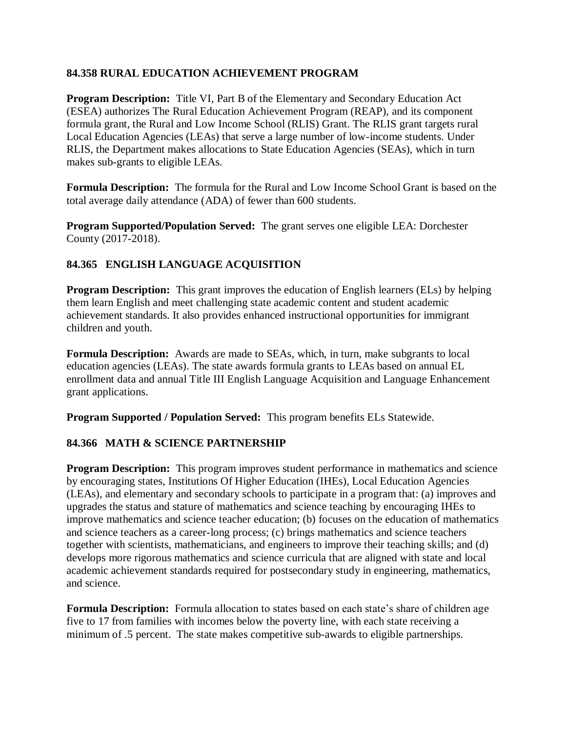### 84.358 RURAL EDUCATION ACHIEVEMENT PROGRAM

**Program Description:** Title VI, Part B of the Elementary and Secondary Education Act (ESEA) authorizes The Rural Education Achievement Program (REAP), and its component formula grant, the Rural and Low Income School (RLIS) Grant. The RLIS grant targets rural Local Education Agencies (LEAs) that serve a large number of low-income students. Under RLIS, the Department makes allocations to State Education Agencies (SEAs), which in turn makes sub-grants to eligible LEAs.

**Formula Description:** The formula for the Rural and Low Income School Grant is based on the total average daily attendance (ADA) of fewer than 600 students.

**Program Supported/Population Served:** The grant serves one eligible LEA: Dorchester County (2017-2018).

### 84.365 ENGLISH LANGUAGE ACQUISITION

**Program Description:** This grant improves the education of English learners (ELs) by helping them learn English and meet challenging state academic content and student academic achievement standards. It also provides enhanced instructional opportunities for immigrant children and youth.

**Formula Description:** Awards are made to SEAs, which, in turn, make subgrants to local education agencies (LEAs). The state awards formula grants to LEAs based on annual EL enrollment data and annual Title III English Language Acquisition and Language Enhancement grant applications.

**Program Supported / Population Served:** This program benefits ELs Statewide.

### 84.366 MATH & SCIENCE PARTNERSHIP

**Program Description:** This program improves student performance in mathematics and science by encouraging states, Institutions Of Higher Education (IHEs), Local Education Agencies (LEAs), and elementary and secondary schools to participate in a program that: (a) improves and upgrades the status and stature of mathematics and science teaching by encouraging IHEs to improve mathematics and science teacher education; (b) focuses on the education of mathematics and science teachers as a career-long process; (c) brings mathematics and science teachers together with scientists, mathematicians, and engineers to improve their teaching skills; and (d) develops more rigorous mathematics and science curricula that are aligned with state and local academic achievement standards required for postsecondary study in engineering, mathematics, and science.

**Formula Description:** Formula allocation to states based on each state's share of children age five to 17 from families with incomes below the poverty line, with each state receiving a minimum of .5 percent. The state makes competitive sub-awards to eligible partnerships.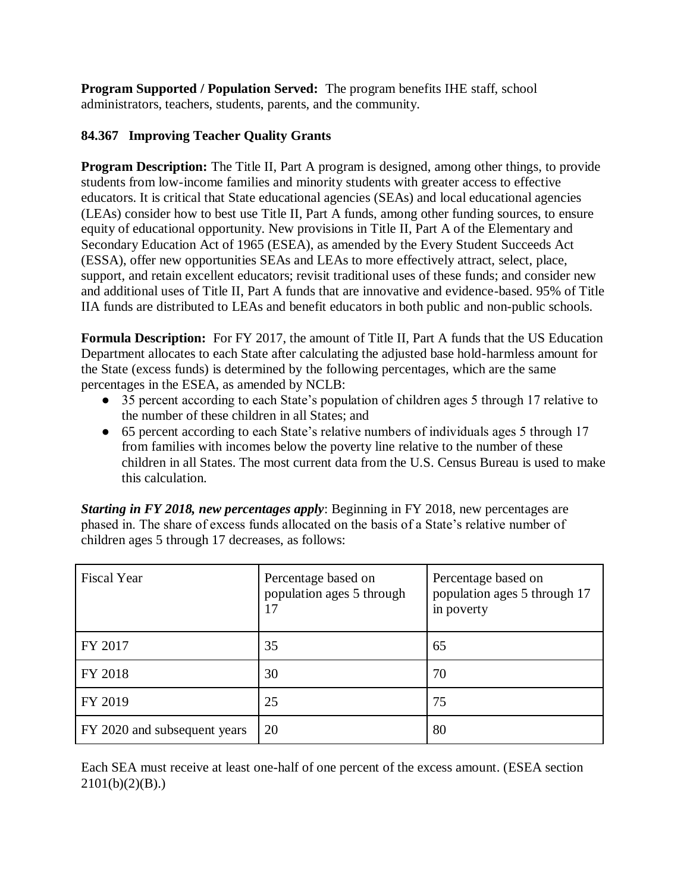**Program Supported / Population Served:** The program benefits IHE staff, school administrators, teachers, students, parents, and the community.

### 84.367 Improving Teacher Quality Grants

**Program Description:** The Title II, Part A program is designed, among other things, to provide students from low-income families and minority students with greater access to effective educators. It is critical that State educational agencies (SEAs) and local educational agencies (LEAs) consider how to best use Title II, Part A funds, among other funding sources, to ensure equity of educational opportunity. New provisions in Title II, Part A of the Elementary and Secondary Education Act of 1965 (ESEA), as amended by the Every Student Succeeds Act (ESSA), offer new opportunities SEAs and LEAs to more effectively attract, select, place, support, and retain excellent educators; revisit traditional uses of these funds; and consider new and additional uses of Title II, Part A funds that are innovative and evidence-based. 95% of Title IIA funds are distributed to LEAs and benefit educators in both public and non-public schools.

**Formula Description:** For FY 2017, the amount of Title II, Part A funds that the US Education Department allocates to each State after calculating the adjusted base hold-harmless amount for the State (excess funds) is determined by the following percentages, which are the same percentages in the ESEA, as amended by NCLB:

- 35 percent according to each State's population of children ages 5 through 17 relative to the number of these children in all States; and
- 65 percent according to each State's relative numbers of individuals ages 5 through 17 from families with incomes below the poverty line relative to the number of these children in all States. The most current data from the U.S. Census Bureau is used to make this calculation.

***Starting in FY 2018, new percentages apply***: Beginning in FY 2018, new percentages are phased in. The share of excess funds allocated on the basis of a State's relative number of children ages 5 through 17 decreases, as follows:

| Fiscal Year | Percentage based on population ages 5 through 17 | Percentage based on population ages 5 through 17 in poverty |
|---|---|---|
| FY 2017 | 35 | 65 |
| FY 2018 | 30 | 70 |
| FY 2019 | 25 | 75 |
| FY 2020 and subsequent years | 20 | 80 |

Each SEA must receive at least one-half of one percent of the excess amount. (ESEA section 2101(b)(2)(B).)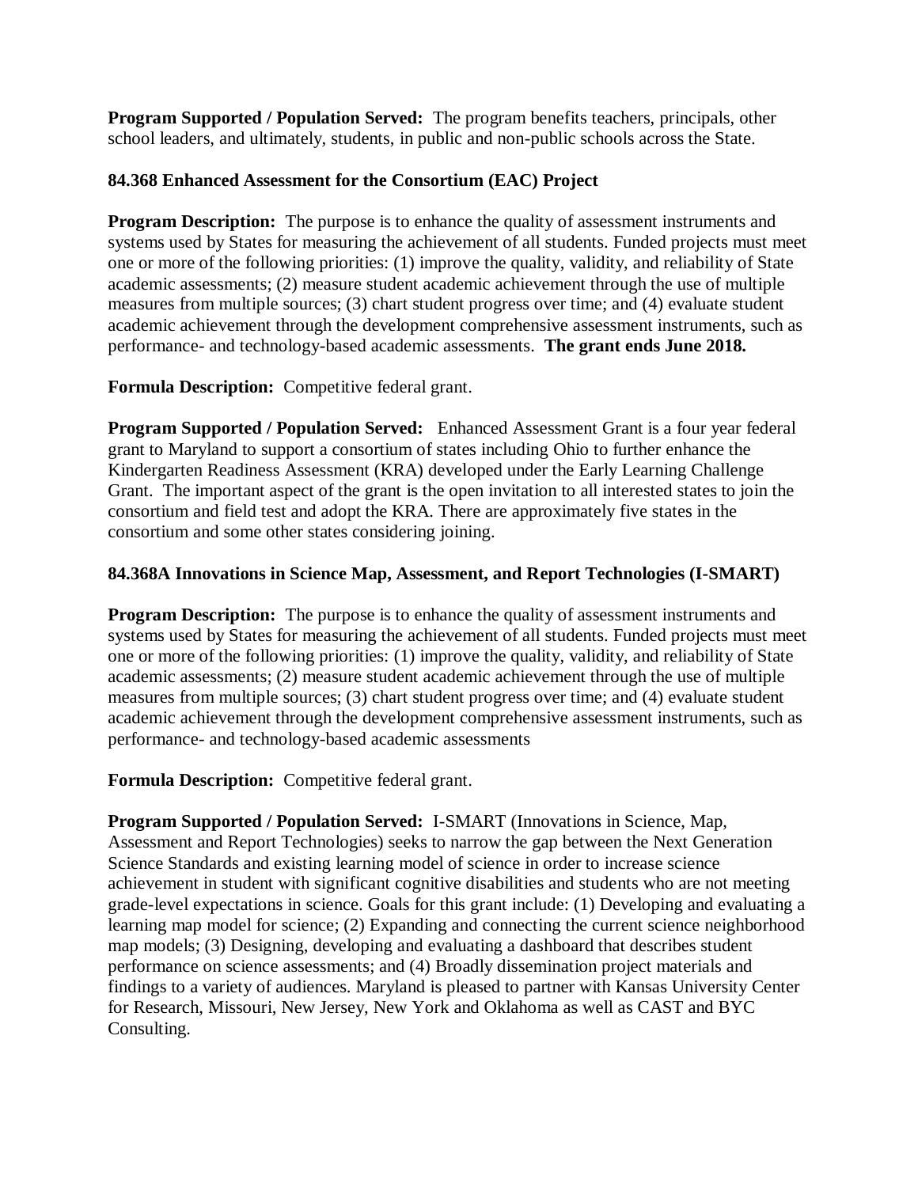**Program Supported / Population Served:** The program benefits teachers, principals, other school leaders, and ultimately, students, in public and non-public schools across the State.

**84.368 Enhanced Assessment for the Consortium (EAC) Project**

**Program Description:** The purpose is to enhance the quality of assessment instruments and systems used by States for measuring the achievement of all students. Funded projects must meet one or more of the following priorities: (1) improve the quality, validity, and reliability of State academic assessments; (2) measure student academic achievement through the use of multiple measures from multiple sources; (3) chart student progress over time; and (4) evaluate student academic achievement through the development comprehensive assessment instruments, such as performance- and technology-based academic assessments. **The grant ends June 2018.**

**Formula Description:** Competitive federal grant.

**Program Supported / Population Served:** Enhanced Assessment Grant is a four year federal grant to Maryland to support a consortium of states including Ohio to further enhance the Kindergarten Readiness Assessment (KRA) developed under the Early Learning Challenge Grant. The important aspect of the grant is the open invitation to all interested states to join the consortium and field test and adopt the KRA. There are approximately five states in the consortium and some other states considering joining.

**84.368A Innovations in Science Map, Assessment, and Report Technologies (I-SMART)**

**Program Description:** The purpose is to enhance the quality of assessment instruments and systems used by States for measuring the achievement of all students. Funded projects must meet one or more of the following priorities: (1) improve the quality, validity, and reliability of State academic assessments; (2) measure student academic achievement through the use of multiple measures from multiple sources; (3) chart student progress over time; and (4) evaluate student academic achievement through the development comprehensive assessment instruments, such as performance- and technology-based academic assessments

**Formula Description:** Competitive federal grant.

**Program Supported / Population Served:** I-SMART (Innovations in Science, Map, Assessment and Report Technologies) seeks to narrow the gap between the Next Generation Science Standards and existing learning model of science in order to increase science achievement in student with significant cognitive disabilities and students who are not meeting grade-level expectations in science. Goals for this grant include: (1) Developing and evaluating a learning map model for science; (2) Expanding and connecting the current science neighborhood map models; (3) Designing, developing and evaluating a dashboard that describes student performance on science assessments; and (4) Broadly dissemination project materials and findings to a variety of audiences. Maryland is pleased to partner with Kansas University Center for Research, Missouri, New Jersey, New York and Oklahoma as well as CAST and BYC Consulting.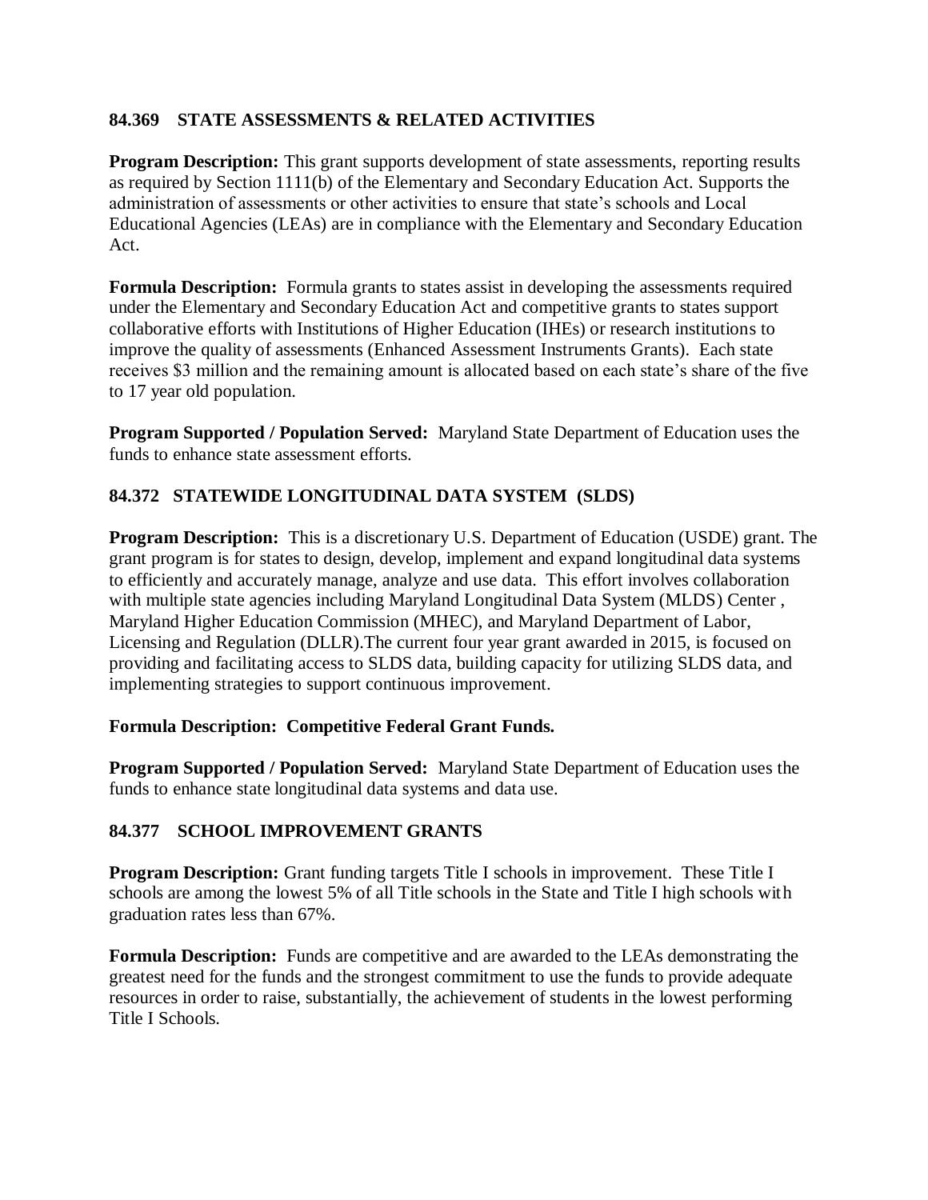### 84.369 STATE ASSESSMENTS & RELATED ACTIVITIES

**Program Description:** This grant supports development of state assessments, reporting results as required by Section 1111(b) of the Elementary and Secondary Education Act. Supports the administration of assessments or other activities to ensure that state's schools and Local Educational Agencies (LEAs) are in compliance with the Elementary and Secondary Education Act.

**Formula Description:** Formula grants to states assist in developing the assessments required under the Elementary and Secondary Education Act and competitive grants to states support collaborative efforts with Institutions of Higher Education (IHEs) or research institutions to improve the quality of assessments (Enhanced Assessment Instruments Grants). Each state receives $3 million and the remaining amount is allocated based on each state's share of the five to 17 year old population.

**Program Supported / Population Served:** Maryland State Department of Education uses the funds to enhance state assessment efforts.

### 84.372 STATEWIDE LONGITUDINAL DATA SYSTEM (SLDS)

**Program Description:** This is a discretionary U.S. Department of Education (USDE) grant. The grant program is for states to design, develop, implement and expand longitudinal data systems to efficiently and accurately manage, analyze and use data. This effort involves collaboration with multiple state agencies including Maryland Longitudinal Data System (MLDS) Center , Maryland Higher Education Commission (MHEC), and Maryland Department of Labor, Licensing and Regulation (DLLR).The current four year grant awarded in 2015, is focused on providing and facilitating access to SLDS data, building capacity for utilizing SLDS data, and implementing strategies to support continuous improvement.

**Formula Description: Competitive Federal Grant Funds.**

**Program Supported / Population Served:** Maryland State Department of Education uses the funds to enhance state longitudinal data systems and data use.

### 84.377 SCHOOL IMPROVEMENT GRANTS

**Program Description:** Grant funding targets Title I schools in improvement. These Title I schools are among the lowest 5% of all Title schools in the State and Title I high schools with graduation rates less than 67%.

**Formula Description:** Funds are competitive and are awarded to the LEAs demonstrating the greatest need for the funds and the strongest commitment to use the funds to provide adequate resources in order to raise, substantially, the achievement of students in the lowest performing Title I Schools.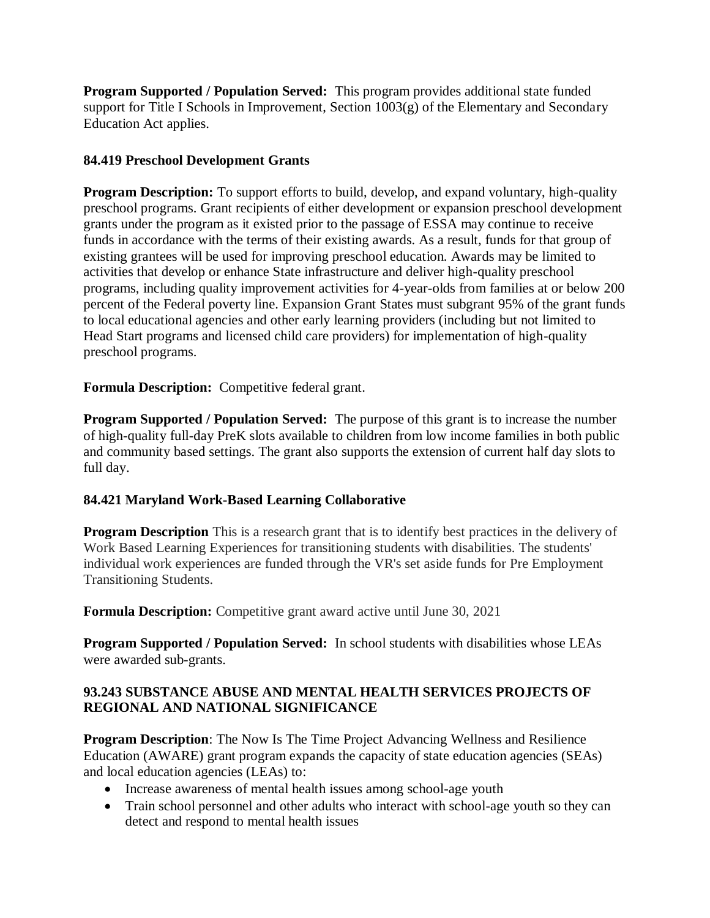**Program Supported / Population Served:** This program provides additional state funded support for Title I Schools in Improvement, Section 1003(g) of the Elementary and Secondary Education Act applies.

### 84.419 Preschool Development Grants

**Program Description:** To support efforts to build, develop, and expand voluntary, high-quality preschool programs. Grant recipients of either development or expansion preschool development grants under the program as it existed prior to the passage of ESSA may continue to receive funds in accordance with the terms of their existing awards. As a result, funds for that group of existing grantees will be used for improving preschool education. Awards may be limited to activities that develop or enhance State infrastructure and deliver high-quality preschool programs, including quality improvement activities for 4-year-olds from families at or below 200 percent of the Federal poverty line. Expansion Grant States must subgrant 95% of the grant funds to local educational agencies and other early learning providers (including but not limited to Head Start programs and licensed child care providers) for implementation of high-quality preschool programs.

**Formula Description:** Competitive federal grant.

**Program Supported / Population Served:** The purpose of this grant is to increase the number of high-quality full-day PreK slots available to children from low income families in both public and community based settings. The grant also supports the extension of current half day slots to full day.

### 84.421 Maryland Work-Based Learning Collaborative

**Program Description** This is a research grant that is to identify best practices in the delivery of Work Based Learning Experiences for transitioning students with disabilities. The students' individual work experiences are funded through the VR's set aside funds for Pre Employment Transitioning Students.

**Formula Description:** Competitive grant award active until June 30, 2021

**Program Supported / Population Served:** In school students with disabilities whose LEAs were awarded sub-grants.

### 93.243 SUBSTANCE ABUSE AND MENTAL HEALTH SERVICES PROJECTS OF REGIONAL AND NATIONAL SIGNIFICANCE

**Program Description**: The Now Is The Time Project Advancing Wellness and Resilience Education (AWARE) grant program expands the capacity of state education agencies (SEAs) and local education agencies (LEAs) to:

- Increase awareness of mental health issues among school-age youth
- Train school personnel and other adults who interact with school-age youth so they can detect and respond to mental health issues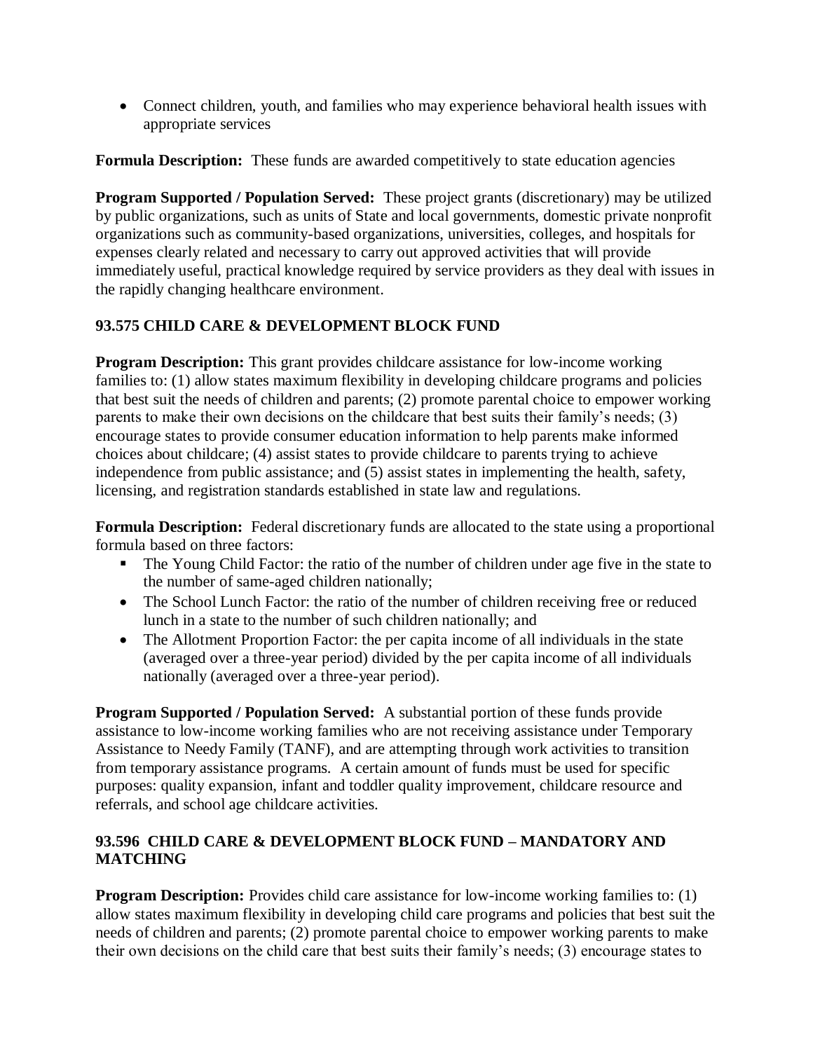- Connect children, youth, and families who may experience behavioral health issues with appropriate services

**Formula Description:** These funds are awarded competitively to state education agencies

**Program Supported / Population Served:** These project grants (discretionary) may be utilized by public organizations, such as units of State and local governments, domestic private nonprofit organizations such as community-based organizations, universities, colleges, and hospitals for expenses clearly related and necessary to carry out approved activities that will provide immediately useful, practical knowledge required by service providers as they deal with issues in the rapidly changing healthcare environment.

### 93.575 CHILD CARE & DEVELOPMENT BLOCK FUND

**Program Description:** This grant provides childcare assistance for low-income working families to: (1) allow states maximum flexibility in developing childcare programs and policies that best suit the needs of children and parents; (2) promote parental choice to empower working parents to make their own decisions on the childcare that best suits their family's needs; (3) encourage states to provide consumer education information to help parents make informed choices about childcare; (4) assist states to provide childcare to parents trying to achieve independence from public assistance; and (5) assist states in implementing the health, safety, licensing, and registration standards established in state law and regulations.

**Formula Description:** Federal discretionary funds are allocated to the state using a proportional formula based on three factors:

- The Young Child Factor: the ratio of the number of children under age five in the state to the number of same-aged children nationally;
- The School Lunch Factor: the ratio of the number of children receiving free or reduced lunch in a state to the number of such children nationally; and
- The Allotment Proportion Factor: the per capita income of all individuals in the state (averaged over a three-year period) divided by the per capita income of all individuals nationally (averaged over a three-year period).

**Program Supported / Population Served:** A substantial portion of these funds provide assistance to low-income working families who are not receiving assistance under Temporary Assistance to Needy Family (TANF), and are attempting through work activities to transition from temporary assistance programs. A certain amount of funds must be used for specific purposes: quality expansion, infant and toddler quality improvement, childcare resource and referrals, and school age childcare activities.

### 93.596 CHILD CARE & DEVELOPMENT BLOCK FUND – MANDATORY AND MATCHING

**Program Description:** Provides child care assistance for low-income working families to: (1) allow states maximum flexibility in developing child care programs and policies that best suit the needs of children and parents; (2) promote parental choice to empower working parents to make their own decisions on the child care that best suits their family's needs; (3) encourage states to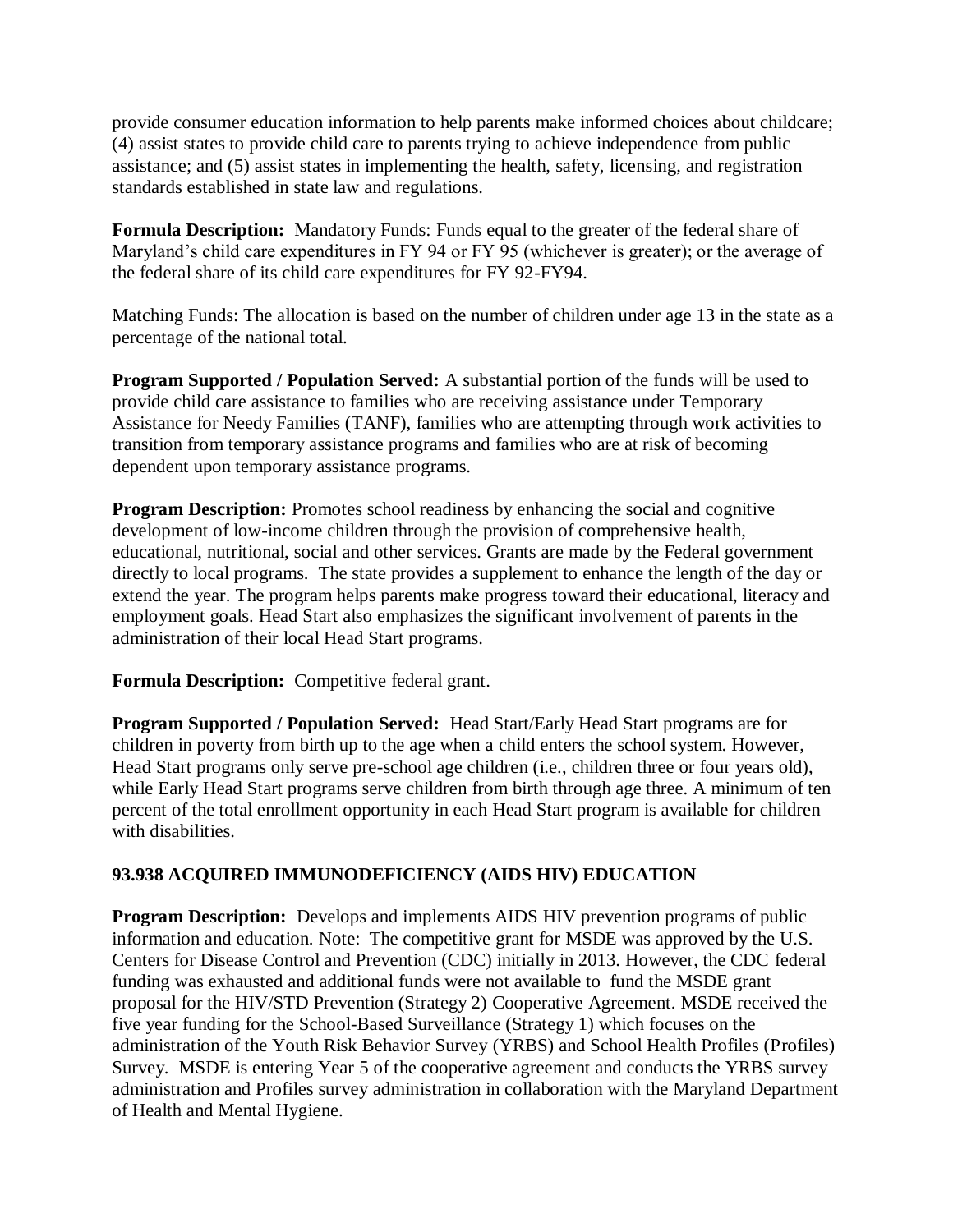provide consumer education information to help parents make informed choices about childcare; (4) assist states to provide child care to parents trying to achieve independence from public assistance; and (5) assist states in implementing the health, safety, licensing, and registration standards established in state law and regulations.

**Formula Description:** Mandatory Funds: Funds equal to the greater of the federal share of Maryland's child care expenditures in FY 94 or FY 95 (whichever is greater); or the average of the federal share of its child care expenditures for FY 92-FY94.

Matching Funds: The allocation is based on the number of children under age 13 in the state as a percentage of the national total.

**Program Supported / Population Served:** A substantial portion of the funds will be used to provide child care assistance to families who are receiving assistance under Temporary Assistance for Needy Families (TANF), families who are attempting through work activities to transition from temporary assistance programs and families who are at risk of becoming dependent upon temporary assistance programs.

**Program Description:** Promotes school readiness by enhancing the social and cognitive development of low-income children through the provision of comprehensive health, educational, nutritional, social and other services. Grants are made by the Federal government directly to local programs. The state provides a supplement to enhance the length of the day or extend the year. The program helps parents make progress toward their educational, literacy and employment goals. Head Start also emphasizes the significant involvement of parents in the administration of their local Head Start programs.

**Formula Description:** Competitive federal grant.

**Program Supported / Population Served:** Head Start/Early Head Start programs are for children in poverty from birth up to the age when a child enters the school system. However, Head Start programs only serve pre-school age children (i.e., children three or four years old), while Early Head Start programs serve children from birth through age three. A minimum of ten percent of the total enrollment opportunity in each Head Start program is available for children with disabilities.

### 93.938 ACQUIRED IMMUNODEFICIENCY (AIDS HIV) EDUCATION

**Program Description:** Develops and implements AIDS HIV prevention programs of public information and education. Note: The competitive grant for MSDE was approved by the U.S. Centers for Disease Control and Prevention (CDC) initially in 2013. However, the CDC federal funding was exhausted and additional funds were not available to fund the MSDE grant proposal for the HIV/STD Prevention (Strategy 2) Cooperative Agreement. MSDE received the five year funding for the School-Based Surveillance (Strategy 1) which focuses on the administration of the Youth Risk Behavior Survey (YRBS) and School Health Profiles (Profiles) Survey. MSDE is entering Year 5 of the cooperative agreement and conducts the YRBS survey administration and Profiles survey administration in collaboration with the Maryland Department of Health and Mental Hygiene.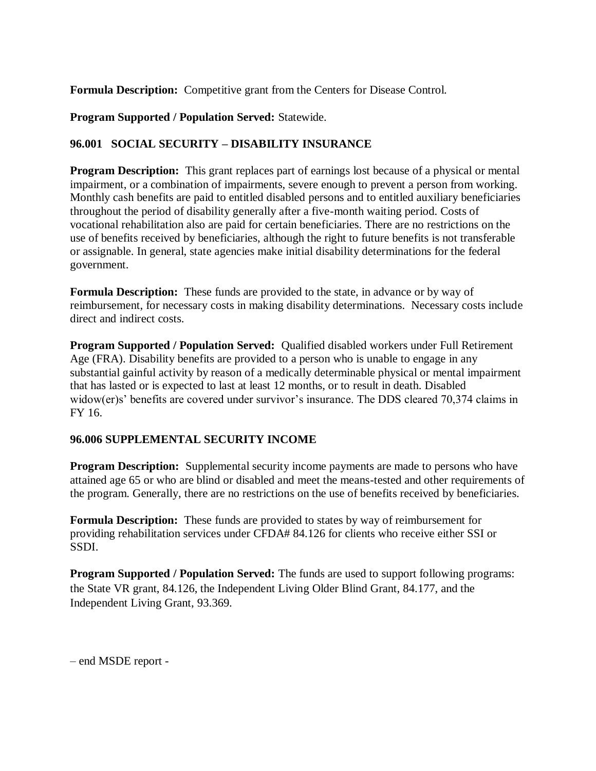**Formula Description:** Competitive grant from the Centers for Disease Control.

**Program Supported / Population Served:** Statewide.

### 96.001 SOCIAL SECURITY – DISABILITY INSURANCE

**Program Description:** This grant replaces part of earnings lost because of a physical or mental impairment, or a combination of impairments, severe enough to prevent a person from working. Monthly cash benefits are paid to entitled disabled persons and to entitled auxiliary beneficiaries throughout the period of disability generally after a five-month waiting period. Costs of vocational rehabilitation also are paid for certain beneficiaries. There are no restrictions on the use of benefits received by beneficiaries, although the right to future benefits is not transferable or assignable. In general, state agencies make initial disability determinations for the federal government.

**Formula Description:** These funds are provided to the state, in advance or by way of reimbursement, for necessary costs in making disability determinations. Necessary costs include direct and indirect costs.

**Program Supported / Population Served:** Qualified disabled workers under Full Retirement Age (FRA). Disability benefits are provided to a person who is unable to engage in any substantial gainful activity by reason of a medically determinable physical or mental impairment that has lasted or is expected to last at least 12 months, or to result in death. Disabled widow(er)s' benefits are covered under survivor's insurance. The DDS cleared 70,374 claims in FY 16.

### 96.006 SUPPLEMENTAL SECURITY INCOME

**Program Description:** Supplemental security income payments are made to persons who have attained age 65 or who are blind or disabled and meet the means-tested and other requirements of the program. Generally, there are no restrictions on the use of benefits received by beneficiaries.

**Formula Description:** These funds are provided to states by way of reimbursement for providing rehabilitation services under CFDA# 84.126 for clients who receive either SSI or SSDI.

**Program Supported / Population Served:** The funds are used to support following programs: the State VR grant, 84.126, the Independent Living Older Blind Grant, 84.177, and the Independent Living Grant, 93.369.

– end MSDE report -